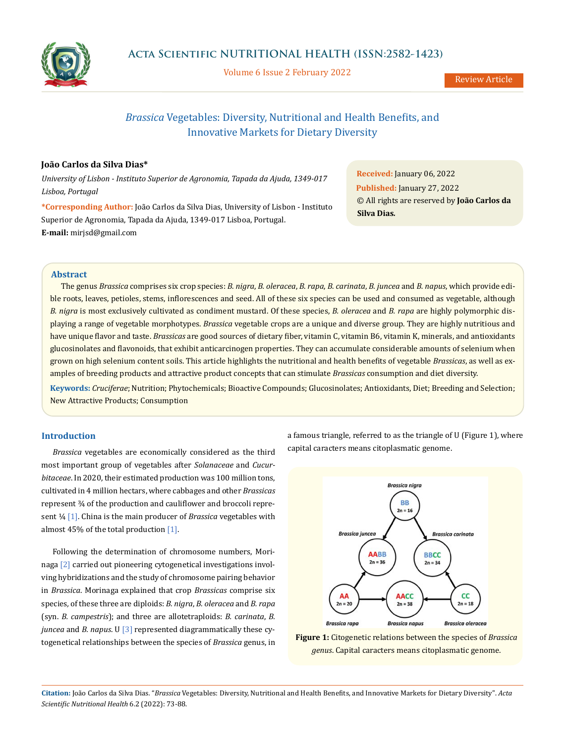# *Brassica* Vegetables: Diversity, Nutritional and Health Benefits, and Innovative Markets for Dietary Diversity

**João Carlos da Silva Dias***

*University of Lisbon - Instituto Superior de Agronomia, Tapada da Ajuda, 1349-017 Lisboa, Portugal*

***Corresponding Author:** João Carlos da Silva Dias, University of Lisbon - Instituto Superior de Agronomia, Tapada da Ajuda, 1349-017 Lisboa, Portugal.

**E-mail:** mirjsd@gmail.com

**Received:** January 06, 2022
**Published:** January 27, 2022
© All rights are reserved by **João Carlos da Silva Dias.**

## Abstract

The genus *Brassica* comprises six crop species: *B. nigra*, *B. oleracea*, *B. rapa*, *B. carinata*, *B. juncea* and *B. napus*, which provide edible roots, leaves, petioles, stems, inflorescences and seed. All of these six species can be used and consumed as vegetable, although *B. nigra* is most exclusively cultivated as condiment mustard. Of these species, *B. oleracea* and *B. rapa* are highly polymorphic displaying a range of vegetable morphotypes. *Brassica* vegetable crops are a unique and diverse group. They are highly nutritious and have unique flavor and taste. *Brassicas* are good sources of dietary fiber, vitamin C, vitamin B6, vitamin K, minerals, and antioxidants glucosinolates and flavonoids, that exhibit anticarcinogen properties. They can accumulate considerable amounts of selenium when grown on high selenium content soils. This article highlights the nutritional and health benefits of vegetable *Brassicas*, as well as examples of breeding products and attractive product concepts that can stimulate *Brassicas* consumption and diet diversity.

**Keywords:** *Cruciferae*; Nutrition; Phytochemicals; Bioactive Compounds; Glucosinolates; Antioxidants, Diet; Breeding and Selection; New Attractive Products; Consumption

## Introduction

*Brassica* vegetables are economically considered as the third most important group of vegetables after *Solanaceae* and *Cucurbitaceae*. In 2020, their estimated production was 100 million tons, cultivated in 4 million hectars, where cabbages and other *Brassicas* represent ¾ of the production and cauliflower and broccoli represent ¼ [1]. China is the main producer of *Brassica* vegetables with almost 45% of the total production [1].

Following the determination of chromosome numbers, Morinaga [2] carried out pioneering cytogenetical investigations involving hybridizations and the study of chromosome pairing behavior in *Brassica*. Morinaga explained that crop *Brassicas* comprise six species, of these three are diploids: *B. nigra*, *B. oleracea* and *B. rapa* (syn. *B. campestris*); and three are allotetraploids: *B. carinata*, *B. juncea* and *B. napus*. U [3] represented diagrammatically these cytogenetical relationships between the species of *Brassica* genus, in a famous triangle, referred to as the triangle of U (Figure 1), where capital caracters means citoplasmatic genome.

**Figure 1:** Citogenetic relations between the species of *Brassica genus*. Capital caracters means citoplasmatic genome.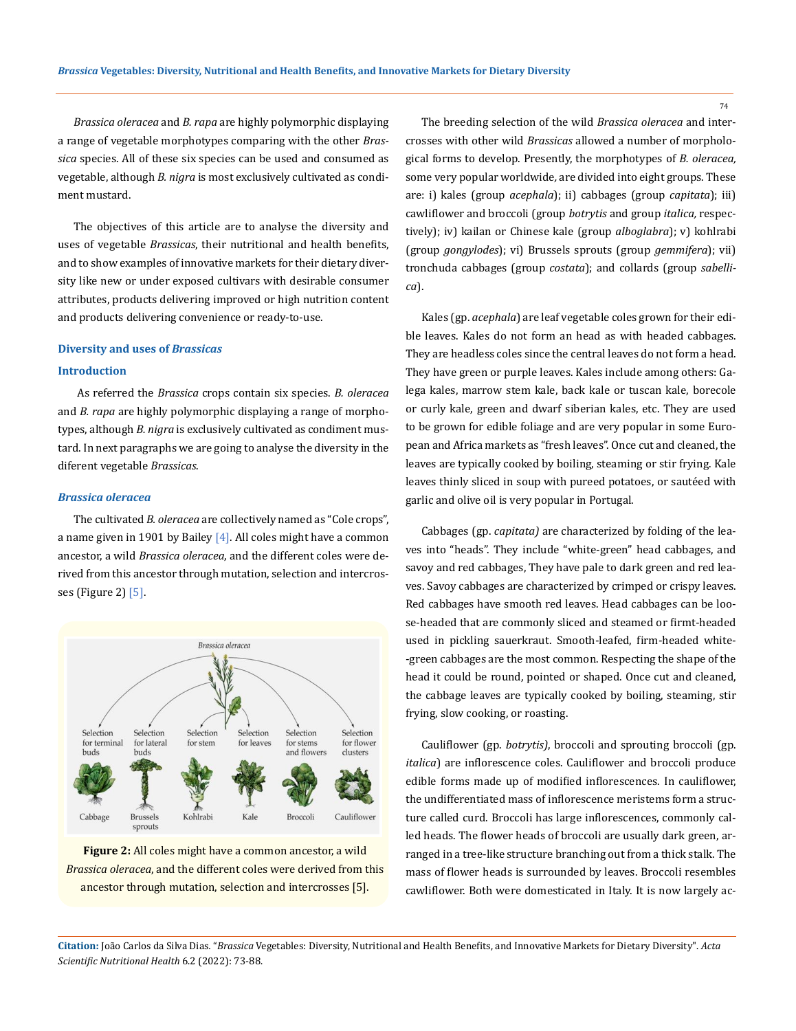*Brassica oleracea* and *B. rapa* are highly polymorphic displaying a range of vegetable morphotypes comparing with the other *Brassica* species. All of these six species can be used and consumed as vegetable, although *B. nigra* is most exclusively cultivated as condiment mustard.

The objectives of this article are to analyse the diversity and uses of vegetable *Brassicas*, their nutritional and health benefits, and to show examples of innovative markets for their dietary diversity like new or under exposed cultivars with desirable consumer attributes, products delivering improved or high nutrition content and products delivering convenience or ready-to-use.

## Diversity and uses of *Brassicas*

### Introduction

As referred the *Brassica* crops contain six species. *B. oleracea* and *B. rapa* are highly polymorphic displaying a range of morphotypes, although *B. nigra* is exclusively cultivated as condiment mustard. In next paragraphs we are going to analyse the diversity in the diferent vegetable *Brassicas*.

### *Brassica oleracea*

The cultivated *B. oleracea* are collectively named as "Cole crops", a name given in 1901 by Bailey [4]. All coles might have a common ancestor, a wild *Brassica oleracea*, and the different coles were derived from this ancestor through mutation, selection and intercrosses (Figure 2) [5].

**Figure 2:** All coles might have a common ancestor, a wild *Brassica oleracea*, and the different coles were derived from this ancestor through mutation, selection and intercrosses [5].

The breeding selection of the wild *Brassica oleracea* and intercrosses with other wild *Brassicas* allowed a number of morphological forms to develop. Presently, the morphotypes of *B. oleracea,* some very popular worldwide, are divided into eight groups. These are: i) kales (group *acephala*); ii) cabbages (group *capitata*); iii) cawliflower and broccoli (group *botrytis* and group *italica,* respectively); iv) kailan or Chinese kale (group *alboglabra*); v) kohlrabi (group *gongylodes*); vi) Brussels sprouts (group *gemmifera*); vii) tronchuda cabbages (group *costata*); and collards (group *sabellica*).

Kales (gp. *acephala*) are leaf vegetable coles grown for their edible leaves. Kales do not form an head as with headed cabbages. They are headless coles since the central leaves do not form a head. They have green or purple leaves. Kales include among others: Galega kales, marrow stem kale, back kale or tuscan kale, borecole or curly kale, green and dwarf siberian kales, etc. They are used to be grown for edible foliage and are very popular in some European and Africa markets as "fresh leaves". Once cut and cleaned, the leaves are typically cooked by boiling, steaming or stir frying. Kale leaves thinly sliced in soup with pureed potatoes, or sautéed with garlic and olive oil is very popular in Portugal.

Cabbages (gp. *capitata)* are characterized by folding of the leaves into "heads". They include "white-green" head cabbages, and savoy and red cabbages, They have pale to dark green and red leaves. Savoy cabbages are characterized by crimped or crispy leaves. Red cabbages have smooth red leaves. Head cabbages can be loose-headed that are commonly sliced and steamed or firmt-headed used in pickling sauerkraut. Smooth-leafed, firm-headed white-green cabbages are the most common. Respecting the shape of the head it could be round, pointed or shaped. Once cut and cleaned, the cabbage leaves are typically cooked by boiling, steaming, stir frying, slow cooking, or roasting.

Cauliflower (gp. *botrytis)*, broccoli and sprouting broccoli (gp. *italica*) are inflorescence coles. Cauliflower and broccoli produce edible forms made up of modified inflorescences. In cauliflower, the undifferentiated mass of inflorescence meristems form a structure called curd. Broccoli has large inflorescences, commonly called heads. The flower heads of broccoli are usually dark green, arranged in a tree-like structure branching out from a thick stalk. The mass of flower heads is surrounded by leaves. Broccoli resembles cawliflower. Both were domesticated in Italy. It is now largely ac-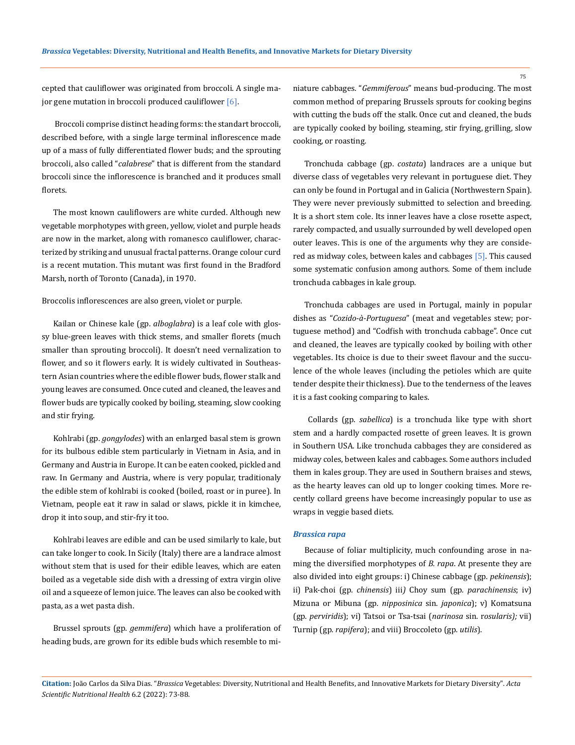cepted that cauliflower was originated from broccoli. A single major gene mutation in broccoli produced cauliflower [6].

Broccoli comprise distinct heading forms: the standart broccoli, described before, with a single large terminal inflorescence made up of a mass of fully differentiated flower buds; and the sprouting broccoli, also called "*calabrese*" that is different from the standard broccoli since the inflorescence is branched and it produces small florets.

The most known cauliflowers are white curded. Although new vegetable morphotypes with green, yellow, violet and purple heads are now in the market, along with romanesco cauliflower, characterized by striking and unusual fractal patterns. Orange colour curd is a recent mutation. This mutant was first found in the Bradford Marsh, north of Toronto (Canada), in 1970.

Broccolis inflorescences are also green, violet or purple.

Kailan or Chinese kale (gp. *alboglabra*) is a leaf cole with glossy blue-green leaves with thick stems, and smaller florets (much smaller than sprouting broccoli). It doesn't need vernalization to flower, and so it flowers early. It is widely cultivated in Southeastern Asian countries where the edible flower buds, flower stalk and young leaves are consumed. Once cuted and cleaned, the leaves and flower buds are typically cooked by boiling, steaming, slow cooking and stir frying.

Kohlrabi (gp. *gongylodes*) with an enlarged basal stem is grown for its bulbous edible stem particularly in Vietnam in Asia, and in Germany and Austria in Europe. It can be eaten cooked, pickled and raw. In Germany and Austria, where is very popular, traditionaly the edible stem of kohlrabi is cooked (boiled, roast or in puree). In Vietnam, people eat it raw in salad or slaws, pickle it in kimchee, drop it into soup, and stir-fry it too.

Kohlrabi leaves are edible and can be used similarly to kale, but can take longer to cook. In Sicily (Italy) there are a landrace almost without stem that is used for their edible leaves, which are eaten boiled as a vegetable side dish with a dressing of extra virgin olive oil and a squeeze of lemon juice. The leaves can also be cooked with pasta, as a wet pasta dish.

Brussel sprouts (gp. *gemmifera*) which have a proliferation of heading buds, are grown for its edible buds which resemble to miniature cabbages. "*Gemmiferous*" means bud-producing. The most common method of preparing Brussels sprouts for cooking begins with cutting the buds off the stalk. Once cut and cleaned, the buds are typically cooked by boiling, steaming, stir frying, grilling, slow cooking, or roasting.

Tronchuda cabbage (gp. *costata*) landraces are a unique but diverse class of vegetables very relevant in portuguese diet. They can only be found in Portugal and in Galicia (Northwestern Spain). They were never previously submitted to selection and breeding. It is a short stem cole. Its inner leaves have a close rosette aspect, rarely compacted, and usually surrounded by well developed open outer leaves. This is one of the arguments why they are considered as midway coles, between kales and cabbages [5]. This caused some systematic confusion among authors. Some of them include tronchuda cabbages in kale group.

Tronchuda cabbages are used in Portugal, mainly in popular dishes as "*Cozido-à-Portuguesa*" (meat and vegetables stew; portuguese method) and "Codfish with tronchuda cabbage". Once cut and cleaned, the leaves are typically cooked by boiling with other vegetables. Its choice is due to their sweet flavour and the succulence of the whole leaves (including the petioles which are quite tender despite their thickness). Due to the tenderness of the leaves it is a fast cooking comparing to kales.

Collards (gp. *sabellica*) is a tronchuda like type with short stem and a hardly compacted rosette of green leaves. It is grown in Southern USA. Like tronchuda cabbages they are considered as midway coles, between kales and cabbages. Some authors included them in kales group. They are used in Southern braises and stews, as the hearty leaves can old up to longer cooking times. More recently collard greens have become increasingly popular to use as wraps in veggie based diets.

### *Brassica rapa*

Because of foliar multiplicity, much confounding arose in naming the diversified morphotypes of *B. rapa*. At presente they are also divided into eight groups: i) Chinese cabbage (gp. *pekinensis*); ii) Pak-choi (gp. *chinensis*) iii) Choy sum (gp. *parachinensis*; iv) Mizuna or Mibuna (gp. *nipposinica* sin. *japonica*); v) Komatsuna (gp. *perviridis*); vi) Tatsoi or Tsa-tsai (*narinosa* sin. *rosularis);* vii) Turnip (gp. *rapifera*); and viii) Broccoleto (gp. *utilis*).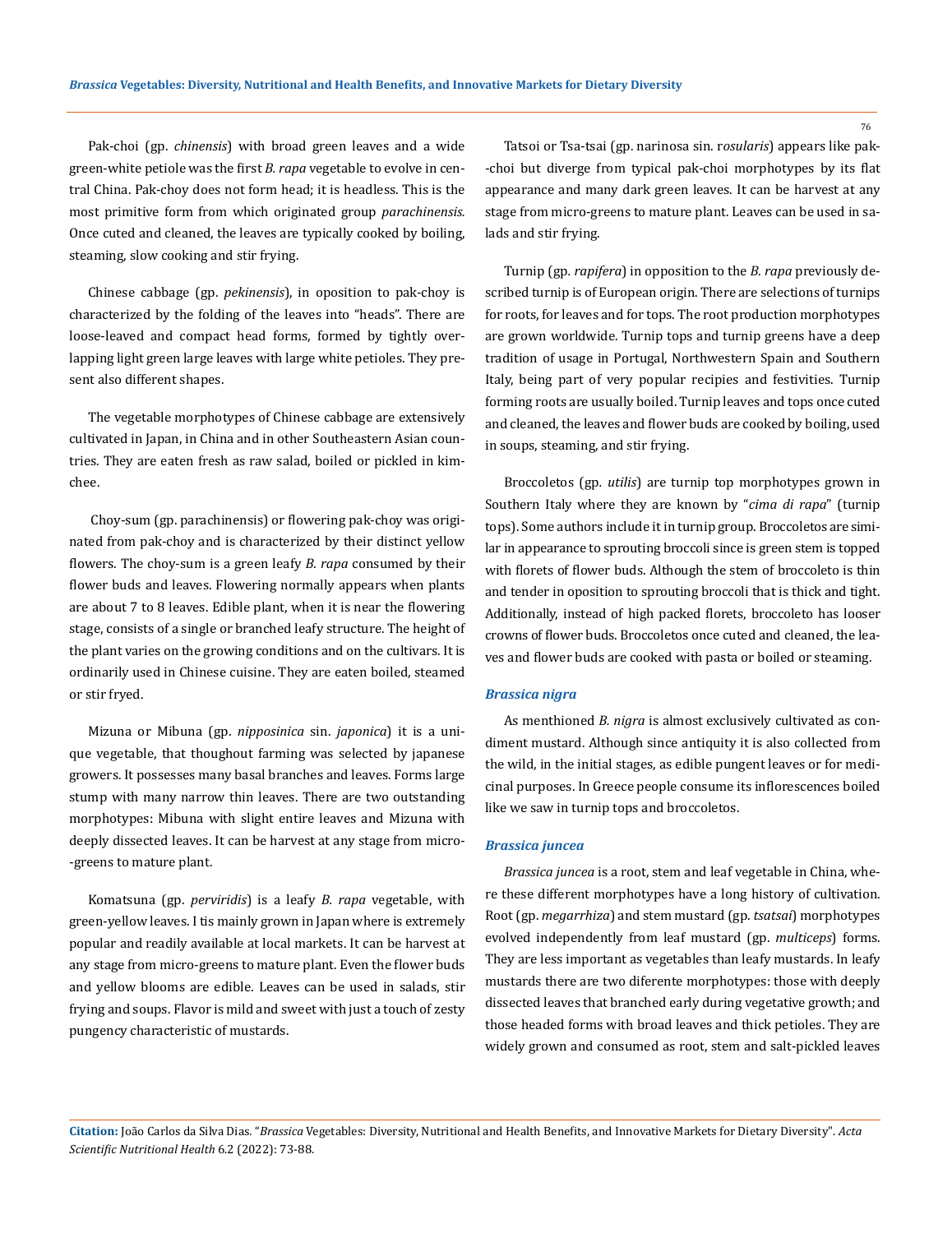Pak-choi (gp. *chinensis*) with broad green leaves and a wide green-white petiole was the first *B. rapa* vegetable to evolve in central China. Pak-choy does not form head; it is headless. This is the most primitive form from which originated group *parachinensis.* Once cuted and cleaned, the leaves are typically cooked by boiling, steaming, slow cooking and stir frying.

Chinese cabbage (gp. *pekinensis*), in oposition to pak-choy is characterized by the folding of the leaves into "heads". There are loose-leaved and compact head forms, formed by tightly overlapping light green large leaves with large white petioles. They present also different shapes.

The vegetable morphotypes of Chinese cabbage are extensively cultivated in Japan, in China and in other Southeastern Asian countries. They are eaten fresh as raw salad, boiled or pickled in kimchee.

Choy-sum (gp. parachinensis) or flowering pak-choy was originated from pak-choy and is characterized by their distinct yellow flowers. The choy-sum is a green leafy *B. rapa* consumed by their flower buds and leaves. Flowering normally appears when plants are about 7 to 8 leaves. Edible plant, when it is near the flowering stage, consists of a single or branched leafy structure. The height of the plant varies on the growing conditions and on the cultivars. It is ordinarily used in Chinese cuisine. They are eaten boiled, steamed or stir fryed.

Mizuna or Mibuna (gp. *nipposinica* sin. *japonica*) it is a unique vegetable, that thoughout farming was selected by japanese growers. It possesses many basal branches and leaves. Forms large stump with many narrow thin leaves. There are two outstanding morphotypes: Mibuna with slight entire leaves and Mizuna with deeply dissected leaves. It can be harvest at any stage from micro--greens to mature plant.

Komatsuna (gp. *perviridis*) is a leafy *B. rapa* vegetable, with green-yellow leaves. I tis mainly grown in Japan where is extremely popular and readily available at local markets. It can be harvest at any stage from micro-greens to mature plant. Even the flower buds and yellow blooms are edible. Leaves can be used in salads, stir frying and soups. Flavor is mild and sweet with just a touch of zesty pungency characteristic of mustards.

Tatsoi or Tsa-tsai (gp. narinosa sin. r*osularis*) appears like pak--choi but diverge from typical pak-choi morphotypes by its flat appearance and many dark green leaves. It can be harvest at any stage from micro-greens to mature plant. Leaves can be used in salads and stir frying.

Turnip (gp*. rapifera*) in opposition to the *B. rapa* previously described turnip is of European origin. There are selections of turnips for roots, for leaves and for tops. The root production morphotypes are grown worldwide. Turnip tops and turnip greens have a deep tradition of usage in Portugal, Northwestern Spain and Southern Italy, being part of very popular recipies and festivities. Turnip forming roots are usually boiled. Turnip leaves and tops once cuted and cleaned, the leaves and flower buds are cooked by boiling, used in soups, steaming, and stir frying.

Broccoletos (gp*. utilis*) are turnip top morphotypes grown in Southern Italy where they are known by "*cima di rapa*" (turnip tops). Some authors include it in turnip group. Broccoletos are similar in appearance to sprouting broccoli since is green stem is topped with florets of flower buds. Although the stem of broccoleto is thin and tender in oposition to sprouting broccoli that is thick and tight. Additionally, instead of high packed florets, broccoleto has looser crowns of flower buds. Broccoletos once cuted and cleaned, the leaves and flower buds are cooked with pasta or boiled or steaming.

### *Brassica nigra*

As menthioned *B. nigra* is almost exclusively cultivated as condiment mustard. Although since antiquity it is also collected from the wild, in the initial stages, as edible pungent leaves or for medicinal purposes. In Greece people consume its inflorescences boiled like we saw in turnip tops and broccoletos.

### *Brassica juncea*

*Brassica juncea* is a root, stem and leaf vegetable in China, where these different morphotypes have a long history of cultivation. Root (gp. *megarrhiza*) and stem mustard (gp. *tsatsai*) morphotypes evolved independently from leaf mustard (gp. *multiceps*) forms. They are less important as vegetables than leafy mustards. In leafy mustards there are two diferente morphotypes: those with deeply dissected leaves that branched early during vegetative growth; and those headed forms with broad leaves and thick petioles. They are widely grown and consumed as root, stem and salt-pickled leaves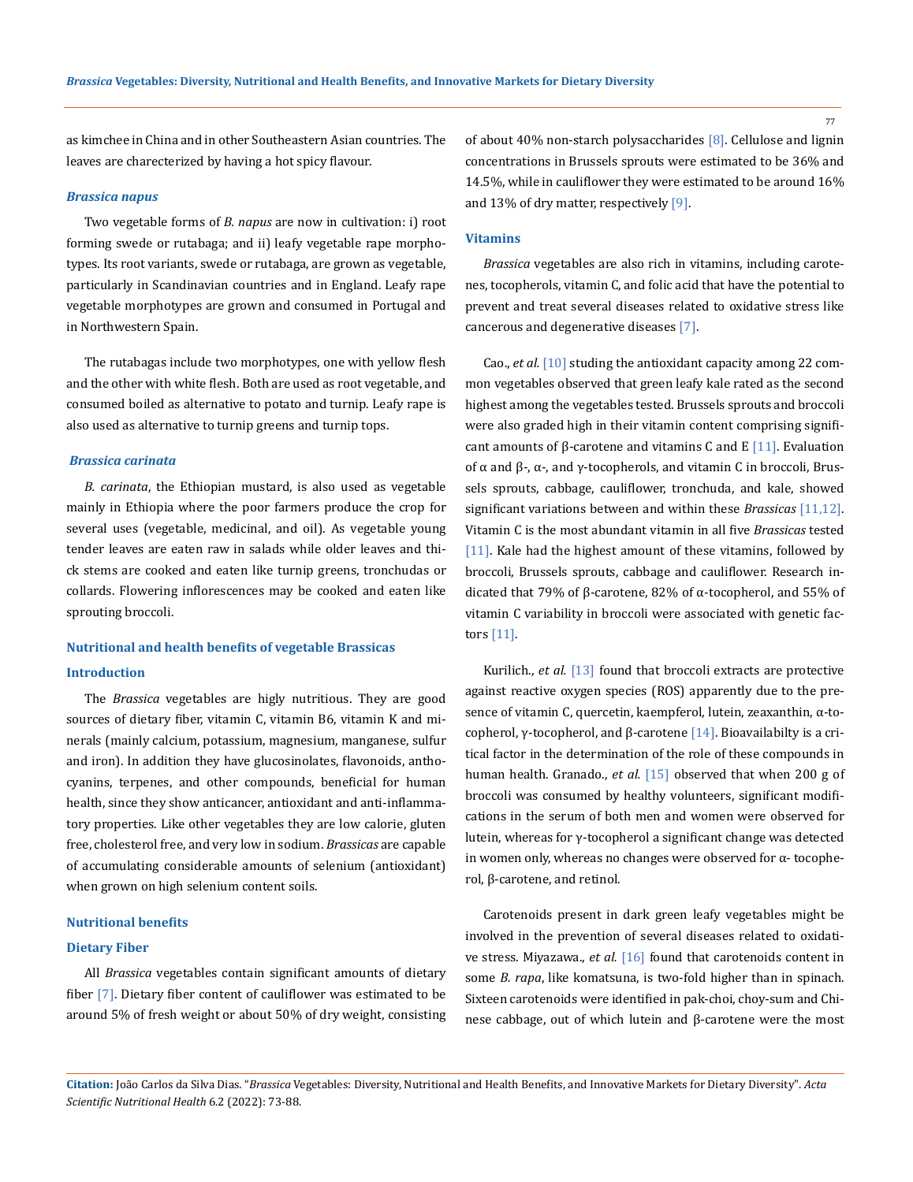as kimchee in China and in other Southeastern Asian countries. The leaves are charecterized by having a hot spicy flavour.

### *Brassica napus*

Two vegetable forms of *B. napus* are now in cultivation: i) root forming swede or rutabaga; and ii) leafy vegetable rape morphotypes. Its root variants, swede or rutabaga, are grown as vegetable, particularly in Scandinavian countries and in England. Leafy rape vegetable morphotypes are grown and consumed in Portugal and in Northwestern Spain.

The rutabagas include two morphotypes, one with yellow flesh and the other with white flesh. Both are used as root vegetable, and consumed boiled as alternative to potato and turnip. Leafy rape is also used as alternative to turnip greens and turnip tops.

### *Brassica carinata*

*B. carinata*, the Ethiopian mustard, is also used as vegetable mainly in Ethiopia where the poor farmers produce the crop for several uses (vegetable, medicinal, and oil). As vegetable young tender leaves are eaten raw in salads while older leaves and thick stems are cooked and eaten like turnip greens, tronchudas or collards. Flowering inflorescences may be cooked and eaten like sprouting broccoli.

## Nutritional and health benefits of vegetable Brassicas

### Introduction

The *Brassica* vegetables are higly nutritious. They are good sources of dietary fiber, vitamin C, vitamin B6, vitamin K and minerals (mainly calcium, potassium, magnesium, manganese, sulfur and iron). In addition they have glucosinolates, flavonoids, anthocyanins, terpenes, and other compounds, beneficial for human health, since they show anticancer, antioxidant and anti-inflammatory properties. Like other vegetables they are low calorie, gluten free, cholesterol free, and very low in sodium. *Brassicas* are capable of accumulating considerable amounts of selenium (antioxidant) when grown on high selenium content soils.

### Nutritional benefits

### Dietary Fiber

All *Brassica* vegetables contain significant amounts of dietary fiber [7]. Dietary fiber content of cauliflower was estimated to be around 5% of fresh weight or about 50% of dry weight, consisting of about 40% non-starch polysaccharides [8]. Cellulose and lignin concentrations in Brussels sprouts were estimated to be 36% and 14.5%, while in cauliflower they were estimated to be around 16% and 13% of dry matter, respectively [9].

### Vitamins

*Brassica* vegetables are also rich in vitamins, including carotenes, tocopherols, vitamin C, and folic acid that have the potential to prevent and treat several diseases related to oxidative stress like cancerous and degenerative diseases [7].

Cao., *et al.* [10] studing the antioxidant capacity among 22 common vegetables observed that green leafy kale rated as the second highest among the vegetables tested. Brussels sprouts and broccoli were also graded high in their vitamin content comprising significant amounts of β-carotene and vitamins C and E [11]. Evaluation of α and β-, α-, and γ-tocopherols, and vitamin C in broccoli, Brussels sprouts, cabbage, cauliflower, tronchuda, and kale, showed significant variations between and within these *Brassicas* [11,12]. Vitamin C is the most abundant vitamin in all five *Brassicas* tested [11]. Kale had the highest amount of these vitamins, followed by broccoli, Brussels sprouts, cabbage and cauliflower. Research indicated that 79% of β-carotene, 82% of α-tocopherol, and 55% of vitamin C variability in broccoli were associated with genetic factors [11].

Kurilich., *et al.* [13] found that broccoli extracts are protective against reactive oxygen species (ROS) apparently due to the presence of vitamin C, quercetin, kaempferol, lutein, zeaxanthin, α-tocopherol, γ-tocopherol, and β-carotene [14]. Bioavailabilty is a critical factor in the determination of the role of these compounds in human health. Granado., *et al.* [15] observed that when 200 g of broccoli was consumed by healthy volunteers, significant modifications in the serum of both men and women were observed for lutein, whereas for γ-tocopherol a significant change was detected in women only, whereas no changes were observed for α- tocopherol, β-carotene, and retinol.

Carotenoids present in dark green leafy vegetables might be involved in the prevention of several diseases related to oxidative stress. Miyazawa., *et al.* [16] found that carotenoids content in some *B. rapa*, like komatsuna, is two-fold higher than in spinach. Sixteen carotenoids were identified in pak-choi, choy-sum and Chinese cabbage, out of which lutein and β-carotene were the most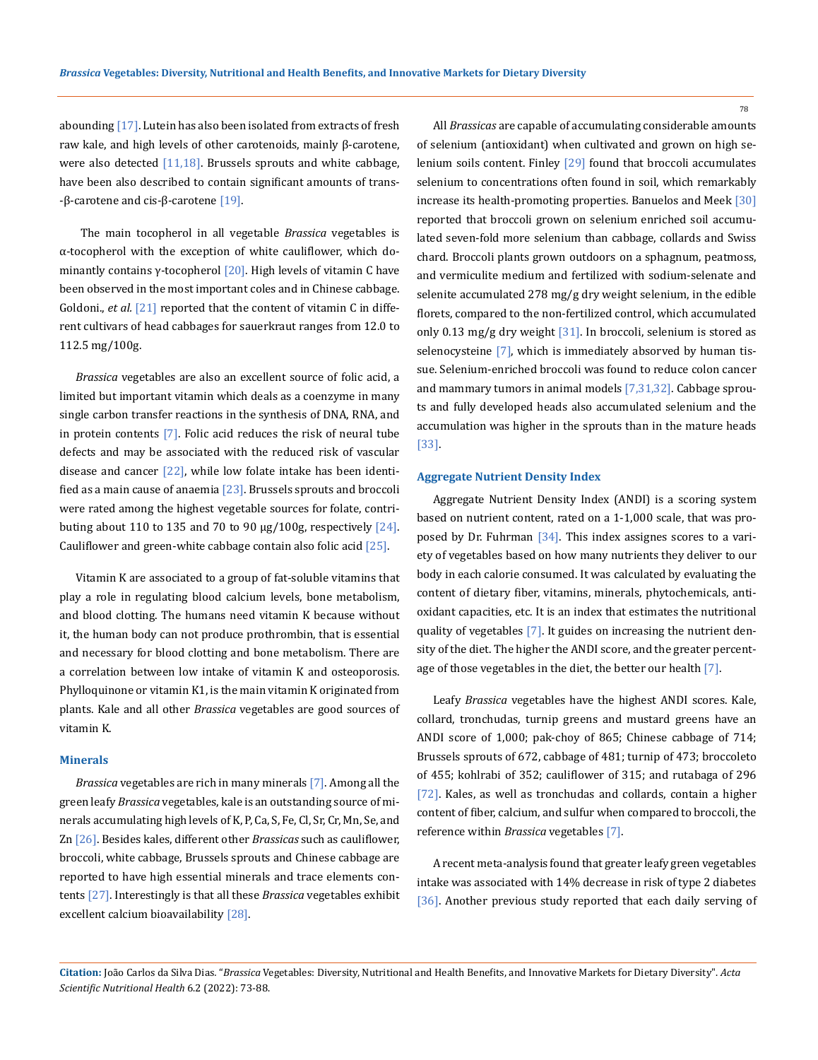abounding [17]. Lutein has also been isolated from extracts of fresh raw kale, and high levels of other carotenoids, mainly β-carotene, were also detected [11,18]. Brussels sprouts and white cabbage, have been also described to contain significant amounts of trans-β-carotene and cis-β-carotene [19].

The main tocopherol in all vegetable *Brassica* vegetables is α-tocopherol with the exception of white cauliflower, which dominantly contains γ-tocopherol [20]. High levels of vitamin C have been observed in the most important coles and in Chinese cabbage. Goldoni., *et al*. [21] reported that the content of vitamin C in different cultivars of head cabbages for sauerkraut ranges from 12.0 to 112.5 mg/100g.

*Brassica* vegetables are also an excellent source of folic acid, a limited but important vitamin which deals as a coenzyme in many single carbon transfer reactions in the synthesis of DNA, RNA, and in protein contents [7]. Folic acid reduces the risk of neural tube defects and may be associated with the reduced risk of vascular disease and cancer [22], while low folate intake has been identified as a main cause of anaemia [23]. Brussels sprouts and broccoli were rated among the highest vegetable sources for folate, contributing about 110 to 135 and 70 to 90 μg/100g, respectively [24]. Cauliflower and green-white cabbage contain also folic acid [25].

Vitamin K are associated to a group of fat-soluble vitamins that play a role in regulating blood calcium levels, bone metabolism, and blood clotting. The humans need vitamin K because without it, the human body can not produce prothrombin, that is essential and necessary for blood clotting and bone metabolism. There are a correlation between low intake of vitamin K and osteoporosis. Phylloquinone or vitamin K1, is the main vitamin K originated from plants. Kale and all other *Brassica* vegetables are good sources of vitamin K.

### Minerals

*Brassica* vegetables are rich in many minerals [7]. Among all the green leafy *Brassica* vegetables, kale is an outstanding source of minerals accumulating high levels of K, P, Ca, S, Fe, Cl, Sr, Cr, Mn, Se, and Zn [26]. Besides kales, different other *Brassicas* such as cauliflower, broccoli, white cabbage, Brussels sprouts and Chinese cabbage are reported to have high essential minerals and trace elements contents [27]. Interestingly is that all these *Brassica* vegetables exhibit excellent calcium bioavailability [28].

All *Brassicas* are capable of accumulating considerable amounts of selenium (antioxidant) when cultivated and grown on high selenium soils content. Finley [29] found that broccoli accumulates selenium to concentrations often found in soil, which remarkably increase its health-promoting properties. Banuelos and Meek [30] reported that broccoli grown on selenium enriched soil accumulated seven-fold more selenium than cabbage, collards and Swiss chard. Broccoli plants grown outdoors on a sphagnum, peatmoss, and vermiculite medium and fertilized with sodium-selenate and selenite accumulated 278 mg/g dry weight selenium, in the edible florets, compared to the non-fertilized control, which accumulated only 0.13 mg/g dry weight [31]. In broccoli, selenium is stored as selenocysteine [7], which is immediately absorbed by human tissue. Selenium-enriched broccoli was found to reduce colon cancer and mammary tumors in animal models [7,31,32]. Cabbage sprouts and fully developed heads also accumulated selenium and the accumulation was higher in the sprouts than in the mature heads [33].

### Aggregate Nutrient Density Index

Aggregate Nutrient Density Index (ANDI) is a scoring system based on nutrient content, rated on a 1-1,000 scale, that was proposed by Dr. Fuhrman [34]. This index assignes scores to a variety of vegetables based on how many nutrients they deliver to our body in each calorie consumed. It was calculated by evaluating the content of dietary fiber, vitamins, minerals, phytochemicals, antioxidant capacities, etc. It is an index that estimates the nutritional quality of vegetables [7]. It guides on increasing the nutrient density of the diet. The higher the ANDI score, and the greater percentage of those vegetables in the diet, the better our health [7].

Leafy *Brassica* vegetables have the highest ANDI scores. Kale, collard, tronchudas, turnip greens and mustard greens have an ANDI score of 1,000; pak-choy of 865; Chinese cabbage of 714; Brussels sprouts of 672, cabbage of 481; turnip of 473; broccoleto of 455; kohlrabi of 352; cauliflower of 315; and rutabaga of 296 [72]. Kales, as well as tronchudas and collards, contain a higher content of fiber, calcium, and sulfur when compared to broccoli, the reference within *Brassica* vegetables [7].

A recent meta-analysis found that greater leafy green vegetables intake was associated with 14% decrease in risk of type 2 diabetes [36]. Another previous study reported that each daily serving of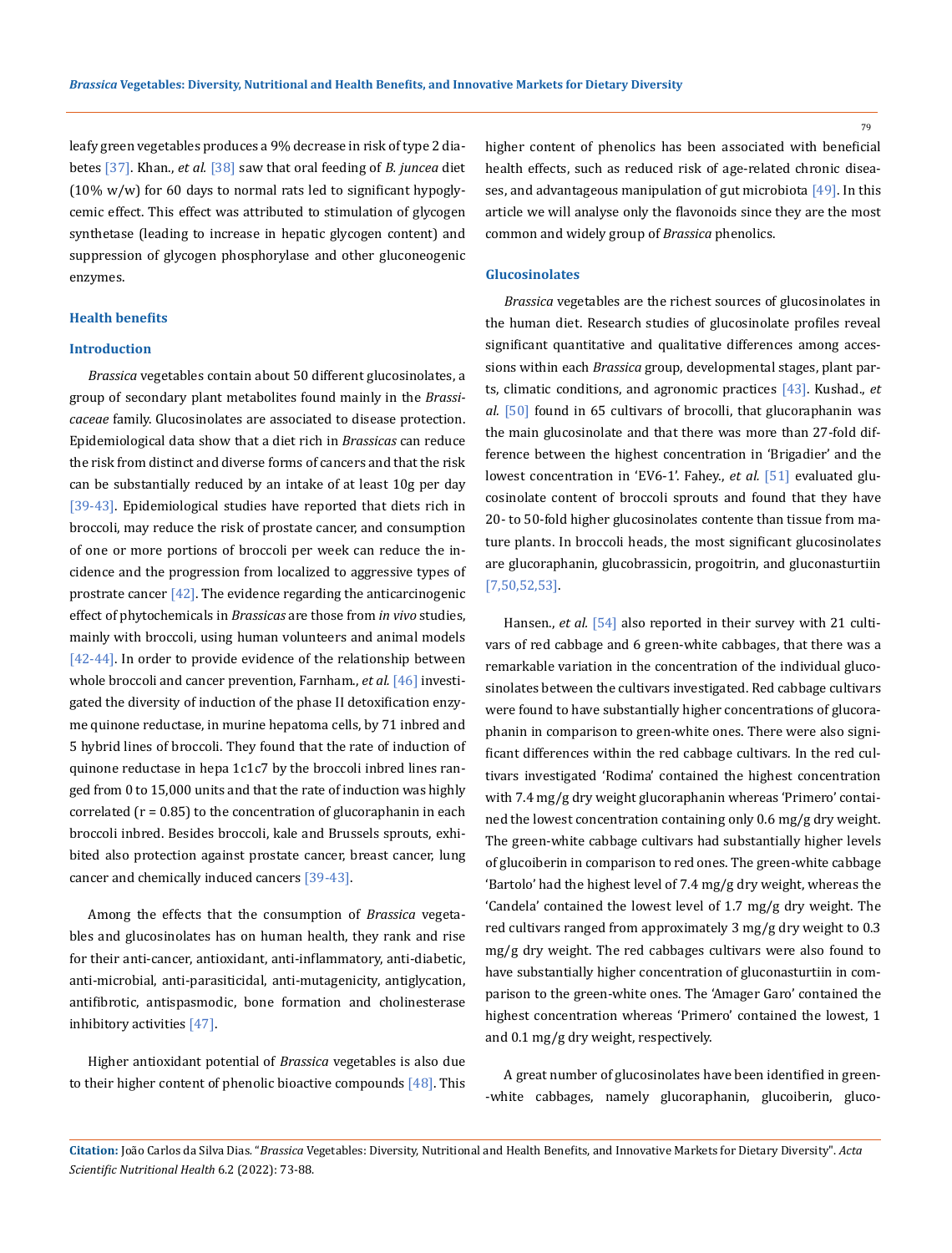leafy green vegetables produces a 9% decrease in risk of type 2 diabetes [37]. Khan., *et al.* [38] saw that oral feeding of *B. juncea* diet (10% w/w) for 60 days to normal rats led to significant hypoglycemic effect. This effect was attributed to stimulation of glycogen synthetase (leading to increase in hepatic glycogen content) and suppression of glycogen phosphorylase and other gluconeogenic enzymes.

## Health benefits

### Introduction

*Brassica* vegetables contain about 50 different glucosinolates, a group of secondary plant metabolites found mainly in the *Brassicaceae* family. Glucosinolates are associated to disease protection. Epidemiological data show that a diet rich in *Brassicas* can reduce the risk from distinct and diverse forms of cancers and that the risk can be substantially reduced by an intake of at least 10g per day [39-43]. Epidemiological studies have reported that diets rich in broccoli, may reduce the risk of prostate cancer, and consumption of one or more portions of broccoli per week can reduce the incidence and the progression from localized to aggressive types of prostrate cancer [42]. The evidence regarding the anticarcinogenic effect of phytochemicals in *Brassicas* are those from *in vivo* studies, mainly with broccoli, using human volunteers and animal models [42-44]. In order to provide evidence of the relationship between whole broccoli and cancer prevention, Farnham., *et al.* [46] investigated the diversity of induction of the phase II detoxification enzyme quinone reductase, in murine hepatoma cells, by 71 inbred and 5 hybrid lines of broccoli. They found that the rate of induction of quinone reductase in hepa 1c1c7 by the broccoli inbred lines ranged from 0 to 15,000 units and that the rate of induction was highly correlated (r = 0.85) to the concentration of glucoraphanin in each broccoli inbred. Besides broccoli, kale and Brussels sprouts, exhibited also protection against prostate cancer, breast cancer, lung cancer and chemically induced cancers [39-43].

Among the effects that the consumption of *Brassica* vegetables and glucosinolates has on human health, they rank and rise for their anti-cancer, antioxidant, anti-inflammatory, anti-diabetic, anti-microbial, anti-parasiticidal, anti-mutagenicity, antiglycation, antifibrotic, antispasmodic, bone formation and cholinesterase inhibitory activities [47].

Higher antioxidant potential of *Brassica* vegetables is also due to their higher content of phenolic bioactive compounds [48]. This higher content of phenolics has been associated with beneficial health effects, such as reduced risk of age-related chronic diseases, and advantageous manipulation of gut microbiota [49]. In this article we will analyse only the flavonoids since they are the most common and widely group of *Brassica* phenolics.

### Glucosinolates

*Brassica* vegetables are the richest sources of glucosinolates in the human diet. Research studies of glucosinolate profiles reveal significant quantitative and qualitative differences among accessions within each *Brassica* group, developmental stages, plant parts, climatic conditions, and agronomic practices [43]. Kushad., *et al.* [50] found in 65 cultivars of brocolli, that glucoraphanin was the main glucosinolate and that there was more than 27-fold difference between the highest concentration in 'Brigadier' and the lowest concentration in 'EV6-1'. Fahey., *et al.* [51] evaluated glucosinolate content of broccoli sprouts and found that they have 20- to 50-fold higher glucosinolates contente than tissue from mature plants. In broccoli heads, the most significant glucosinolates are glucoraphanin, glucobrassicin, progoitrin, and gluconasturtiin [7,50,52,53].

Hansen., *et al.* [54] also reported in their survey with 21 cultivars of red cabbage and 6 green-white cabbages, that there was a remarkable variation in the concentration of the individual glucosinolates between the cultivars investigated. Red cabbage cultivars were found to have substantially higher concentrations of glucoraphanin in comparison to green-white ones. There were also significant differences within the red cabbage cultivars. In the red cultivars investigated 'Rodima' contained the highest concentration with 7.4 mg/g dry weight glucoraphanin whereas 'Primero' contained the lowest concentration containing only 0.6 mg/g dry weight. The green-white cabbage cultivars had substantially higher levels of glucoiberin in comparison to red ones. The green-white cabbage 'Bartolo' had the highest level of 7.4 mg/g dry weight, whereas the 'Candela' contained the lowest level of 1.7 mg/g dry weight. The red cultivars ranged from approximately 3 mg/g dry weight to 0.3 mg/g dry weight. The red cabbages cultivars were also found to have substantially higher concentration of gluconasturtiin in comparison to the green-white ones. The 'Amager Garo' contained the highest concentration whereas 'Primero' contained the lowest, 1 and 0.1 mg/g dry weight, respectively.

A great number of glucosinolates have been identified in green-white cabbages, namely glucoraphanin, glucoiberin, gluco-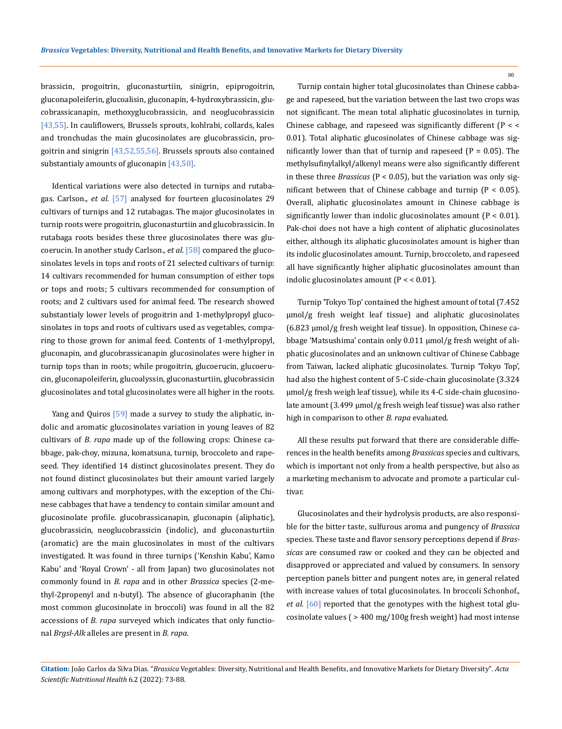brassicin, progoitrin, gluconasturtiin, sinigrin, epiprogoitrin, gluconapoleiferin, glucoalisin, gluconapin, 4-hydroxybrassicin, glucobrassicanapin, methoxyglucobrassicin, and neoglucobrassicin [43,55]. In cauliflowers, Brussels sprouts, kohlrabi, collards, kales and tronchudas the main glucosinolates are glucobrassicin, progoitrin and sinigrin [43,52,55,56]. Brussels sprouts also contained substantialy amounts of gluconapin [43,50].

Identical variations were also detected in turnips and rutabagas. Carlson., *et al.* [57] analysed for fourteen glucosinolates 29 cultivars of turnips and 12 rutabagas. The major glucosinolates in turnip roots were progoitrin, gluconasturtiin and glucobrassicin. In rutabaga roots besides these three glucosinolates there was glucoerucin. In another study Carlson., *et al.* [58] compared the glucosinolates levels in tops and roots of 21 selected cultivars of turnip: 14 cultivars recommended for human consumption of either tops or tops and roots; 5 cultivars recommended for consumption of roots; and 2 cultivars used for animal feed. The research showed substantialy lower levels of progoitrin and 1-methylpropyl glucosinolates in tops and roots of cultivars used as vegetables, comparing to those grown for animal feed. Contents of 1-methylpropyl, gluconapin, and glucobrassicanapin glucosinolates were higher in turnip tops than in roots; while progoitrin, glucoerucin, glucoerucin, gluconapoleiferin, glucoalyssin, gluconasturtiin, glucobrassicin glucosinolates and total glucosinolates were all higher in the roots.

Yang and Quiros [59] made a survey to study the aliphatic, indolic and aromatic glucosinolates variation in young leaves of 82 cultivars of *B. rapa* made up of the following crops: Chinese cabbage, pak-choy, mizuna, komatsuna, turnip, broccoleto and rapeseed. They identified 14 distinct glucosinolates present. They do not found distinct glucosinolates but their amount varied largely among cultivars and morphotypes, with the exception of the Chinese cabbages that have a tendency to contain similar amount and glucosinolate profile. glucobrassicanapin, gluconapin (aliphatic), glucobrassicin, neoglucobrassicin (indolic), and gluconasturtiin (aromatic) are the main glucosinolates in most of the cultivars investigated. It was found in three turnips ('Kenshin Kabu', Kamo Kabu' and 'Royal Crown' - all from Japan) two glucosinolates not commonly found in *B. rapa* and in other *Brassica* species (2-methyl-2propenyl and n-butyl). The absence of glucoraphanin (the most common glucosinolate in broccoli) was found in all the 82 accessions of *B. rapa* surveyed which indicates that only functional *Brgsl-Alk* alleles are present in *B. rapa*.

Turnip contain higher total glucosinolates than Chinese cabbage and rapeseed, but the variation between the last two crops was not significant. The mean total aliphatic glucosinolates in turnip, Chinese cabbage, and rapeseed was significantly different ($P < < 0.01$). Total aliphatic glucosinolates of Chinese cabbage was significantly lower than that of turnip and rapeseed ($P = 0.05$). The methylsufinylalkyl/alkenyl means were also significantly different in these three *Brassicas* ($P < 0.05$), but the variation was only significant between that of Chinese cabbage and turnip ($P < 0.05$). Overall, aliphatic glucosinolates amount in Chinese cabbage is significantly lower than indolic glucosinolates amount ($P < 0.01$). Pak-choi does not have a high content of aliphatic glucosinolates either, although its aliphatic glucosinolates amount is higher than its indolic glucosinolates amount. Turnip, broccoleto, and rapeseed all have significantly higher aliphatic glucosinolates amount than indolic glucosinolates amount ($P < < 0.01$).

Turnip 'Tokyo Top' contained the highest amount of total (7.452 µmol/g fresh weight leaf tissue) and aliphatic glucosinolates (6.823 µmol/g fresh weight leaf tissue). In opposition, Chinese cabbage 'Matsushima' contain only 0.011 µmol/g fresh weight of aliphatic glucosinolates and an unknown cultivar of Chinese Cabbage from Taiwan, lacked aliphatic glucosinolates. Turnip 'Tokyo Top', had also the highest content of 5-C side-chain glucosinolate (3.324 µmol/g fresh weigh leaf tissue), while its 4-C side-chain glucosinolate amount (3.499 µmol/g fresh weigh leaf tissue) was also rather high in comparison to other *B. rapa* evaluated.

All these results put forward that there are considerable differences in the health benefits among *Brassicas* species and cultivars, which is important not only from a health perspective, but also as a marketing mechanism to advocate and promote a particular cultivar.

Glucosinolates and their hydrolysis products, are also responsible for the bitter taste, sulfurous aroma and pungency of *Brassica* species. These taste and flavor sensory perceptions depend if *Brassicas* are consumed raw or cooked and they can be objected and disapproved or appreciated and valued by consumers. In sensory perception panels bitter and pungent notes are, in general related with increase values of total glucosinolates. In broccoli Schonhof., *et al.* [60] reported that the genotypes with the highest total glucosinolate values ( > 400 mg/100g fresh weight) had most intense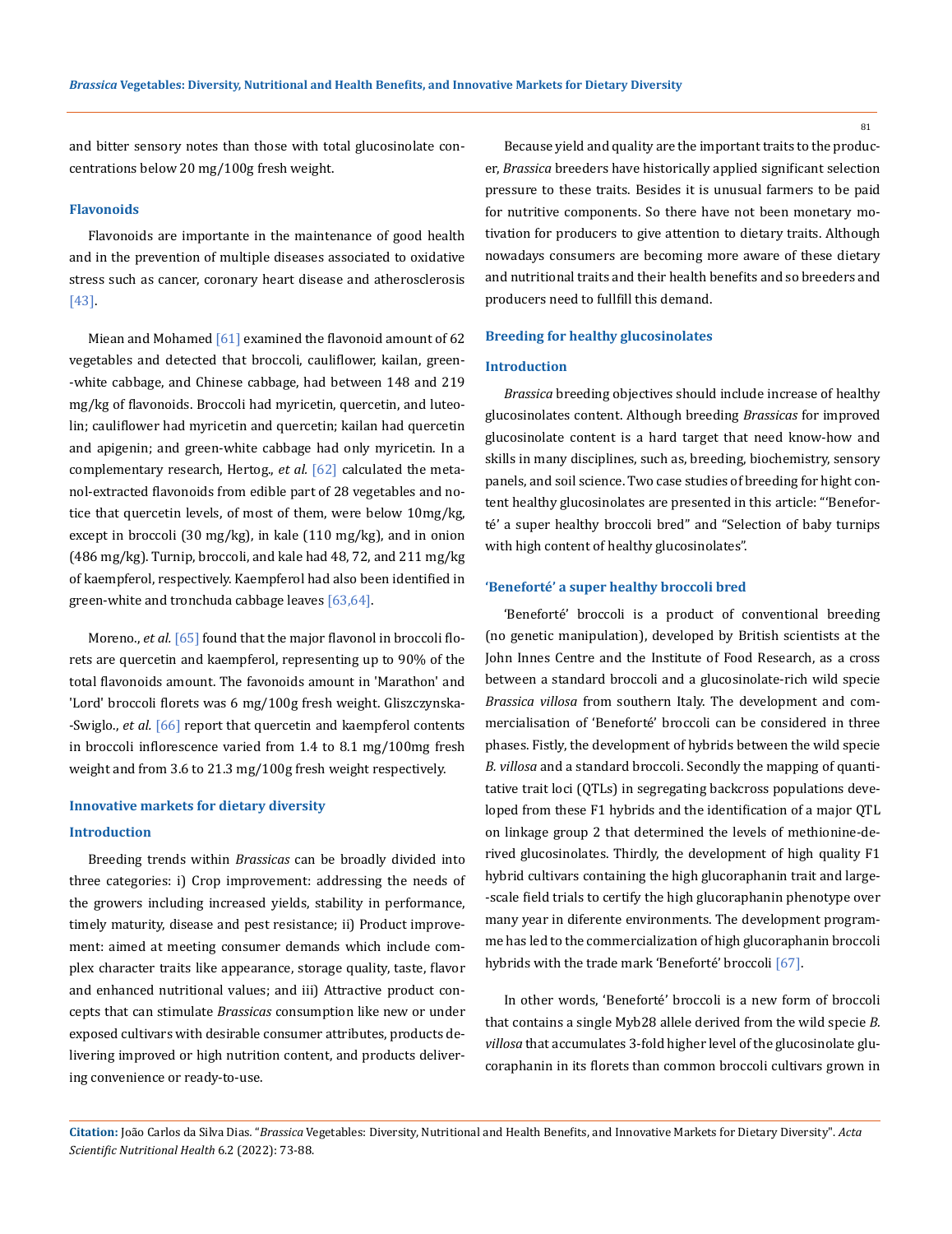and bitter sensory notes than those with total glucosinolate concentrations below 20 mg/100g fresh weight.

### Flavonoids

Flavonoids are importante in the maintenance of good health and in the prevention of multiple diseases associated to oxidative stress such as cancer, coronary heart disease and atherosclerosis [43].

Miean and Mohamed [61] examined the flavonoid amount of 62 vegetables and detected that broccoli, cauliflower, kailan, green-white cabbage, and Chinese cabbage, had between 148 and 219 mg/kg of flavonoids. Broccoli had myricetin, quercetin, and luteolin; cauliflower had myricetin and quercetin; kailan had quercetin and apigenin; and green-white cabbage had only myricetin. In a complementary research, Hertog., *et al.* [62] calculated the metanol-extracted flavonoids from edible part of 28 vegetables and notice that quercetin levels, of most of them, were below 10mg/kg, except in broccoli (30 mg/kg), in kale (110 mg/kg), and in onion (486 mg/kg). Turnip, broccoli, and kale had 48, 72, and 211 mg/kg of kaempferol, respectively. Kaempferol had also been identified in green-white and tronchuda cabbage leaves [63,64].

Moreno., *et al.* [65] found that the major flavonol in broccoli florets are quercetin and kaempferol, representing up to 90% of the total flavonoids amount. The favonoids amount in 'Marathon' and 'Lord' broccoli florets was 6 mg/100g fresh weight. Gliszczynska-Swiglo., *et al.* [66] report that quercetin and kaempferol contents in broccoli inflorescence varied from 1.4 to 8.1 mg/100mg fresh weight and from 3.6 to 21.3 mg/100g fresh weight respectively.

## Innovative markets for dietary diversity

### Introduction

Breeding trends within *Brassicas* can be broadly divided into three categories: i) Crop improvement: addressing the needs of the growers including increased yields, stability in performance, timely maturity, disease and pest resistance; ii) Product improvement: aimed at meeting consumer demands which include complex character traits like appearance, storage quality, taste, flavor and enhanced nutritional values; and iii) Attractive product concepts that can stimulate *Brassicas* consumption like new or under exposed cultivars with desirable consumer attributes, products delivering improved or high nutrition content, and products delivering convenience or ready-to-use.

Because yield and quality are the important traits to the producer, *Brassica* breeders have historically applied significant selection pressure to these traits. Besides it is unusual farmers to be paid for nutritive components. So there have not been monetary motivation for producers to give attention to dietary traits. Although nowadays consumers are becoming more aware of these dietary and nutritional traits and their health benefits and so breeders and producers need to fullfill this demand.

## Breeding for healthy glucosinolates

### Introduction

*Brassica* breeding objectives should include increase of healthy glucosinolates content. Although breeding *Brassicas* for improved glucosinolate content is a hard target that need know-how and skills in many disciplines, such as, breeding, biochemistry, sensory panels, and soil science. Two case studies of breeding for hight content healthy glucosinolates are presented in this article: "'Beneforté' a super healthy broccoli bred" and "Selection of baby turnips with high content of healthy glucosinolates".

### 'Beneforté' a super healthy broccoli bred

'Beneforté' broccoli is a product of conventional breeding (no genetic manipulation), developed by British scientists at the John Innes Centre and the Institute of Food Research, as a cross between a standard broccoli and a glucosinolate-rich wild specie *Brassica villosa* from southern Italy. The development and commercialisation of 'Beneforté' broccoli can be considered in three phases. Fistly, the development of hybrids between the wild specie *B. villosa* and a standard broccoli. Secondly the mapping of quantitative trait loci (QTLs) in segregating backcross populations developed from these F1 hybrids and the identification of a major QTL on linkage group 2 that determined the levels of methionine-derived glucosinolates. Thirdly, the development of high quality F1 hybrid cultivars containing the high glucoraphanin trait and large-scale field trials to certify the high glucoraphanin phenotype over many year in diferente environments. The development programme has led to the commercialization of high glucoraphanin broccoli hybrids with the trade mark 'Beneforté' broccoli [67].

In other words, 'Beneforté' broccoli is a new form of broccoli that contains a single Myb28 allele derived from the wild specie *B. villosa* that accumulates 3-fold higher level of the glucosinolate glucoraphanin in its florets than common broccoli cultivars grown in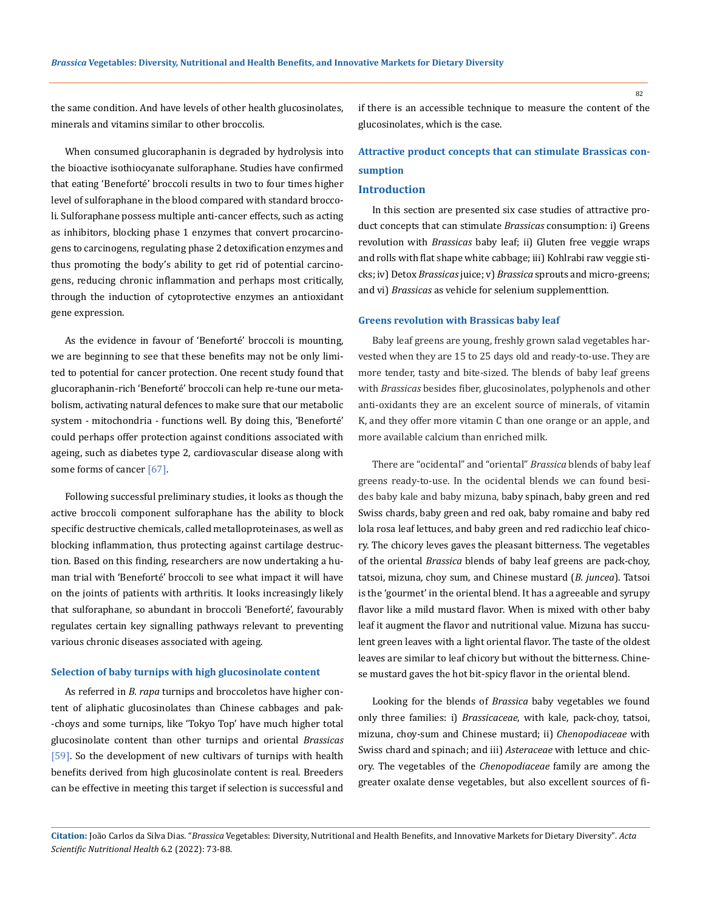the same condition. And have levels of other health glucosinolates, minerals and vitamins similar to other broccolis.

When consumed glucoraphanin is degraded by hydrolysis into the bioactive isothiocyanate sulforaphane. Studies have confirmed that eating 'Beneforté' broccoli results in two to four times higher level of sulforaphane in the blood compared with standard broccoli. Sulforaphane possess multiple anti-cancer effects, such as acting as inhibitors, blocking phase 1 enzymes that convert procarcinogens to carcinogens, regulating phase 2 detoxification enzymes and thus promoting the body's ability to get rid of potential carcinogens, reducing chronic inflammation and perhaps most critically, through the induction of cytoprotective enzymes an antioxidant gene expression.

As the evidence in favour of 'Beneforté' broccoli is mounting, we are beginning to see that these benefits may not be only limited to potential for cancer protection. One recent study found that glucoraphanin-rich 'Beneforté' broccoli can help re-tune our metabolism, activating natural defences to make sure that our metabolic system - mitochondria - functions well. By doing this, 'Beneforté' could perhaps offer protection against conditions associated with ageing, such as diabetes type 2, cardiovascular disease along with some forms of cancer [67].

Following successful preliminary studies, it looks as though the active broccoli component sulforaphane has the ability to block specific destructive chemicals, called metalloproteinases, as well as blocking inflammation, thus protecting against cartilage destruction. Based on this finding, researchers are now undertaking a human trial with 'Beneforté' broccoli to see what impact it will have on the joints of patients with arthritis. It looks increasingly likely that sulforaphane, so abundant in broccoli 'Beneforté', favourably regulates certain key signalling pathways relevant to preventing various chronic diseases associated with ageing.

#### Selection of baby turnips with high glucosinolate content

As referred in *B. rapa* turnips and broccoletos have higher content of aliphatic glucosinolates than Chinese cabbages and pak-choys and some turnips, like 'Tokyo Top' have much higher total glucosinolate content than other turnips and oriental *Brassicas* [59]. So the development of new cultivars of turnips with health benefits derived from high glucosinolate content is real. Breeders can be effective in meeting this target if selection is successful and if there is an accessible technique to measure the content of the glucosinolates, which is the case.

## Attractive product concepts that can stimulate Brassicas consumption

### Introduction

In this section are presented six case studies of attractive product concepts that can stimulate *Brassicas* consumption: i) Greens revolution with *Brassicas* baby leaf; ii) Gluten free veggie wraps and rolls with flat shape white cabbage; iii) Kohlrabi raw veggie sticks; iv) Detox *Brassicas* juice; v) *Brassica* sprouts and micro-greens; and vi) *Brassicas* as vehicle for selenium supplementtion.

#### Greens revolution with Brassicas baby leaf

Baby leaf greens are young, freshly grown salad vegetables harvested when they are 15 to 25 days old and ready-to-use. They are more tender, tasty and bite-sized. The blends of baby leaf greens with *Brassicas* besides fiber, glucosinolates, polyphenols and other anti-oxidants they are an excelent source of minerals, of vitamin K, and they offer more vitamin C than one orange or an apple, and more available calcium than enriched milk.

There are "ocidental" and "oriental" *Brassica* blends of baby leaf greens ready-to-use. In the ocidental blends we can found besides baby kale and baby mizuna, baby spinach, baby green and red Swiss chards, baby green and red oak, baby romaine and baby red lola rosa leaf lettuces, and baby green and red radicchio leaf chicory. The chicory leves gaves the pleasant bitterness. The vegetables of the oriental *Brassica* blends of baby leaf greens are pack-choy, tatsoi, mizuna, choy sum, and Chinese mustard (*B. juncea*). Tatsoi is the 'gourmet' in the oriental blend. It has a agreeable and syrupy flavor like a mild mustard flavor. When is mixed with other baby leaf it augment the flavor and nutritional value. Mizuna has succulent green leaves with a light oriental flavor. The taste of the oldest leaves are similar to leaf chicory but without the bitterness. Chinese mustard gaves the hot bit-spicy flavor in the oriental blend.

Looking for the blends of *Brassica* baby vegetables we found only three families: i) *Brassicaceae*, with kale, pack-choy, tatsoi, mizuna, choy-sum and Chinese mustard; ii) *Chenopodiaceae* with Swiss chard and spinach; and iii) *Asteraceae* with lettuce and chicory. The vegetables of the *Chenopodiaceae* family are among the greater oxalate dense vegetables, but also excellent sources of fi-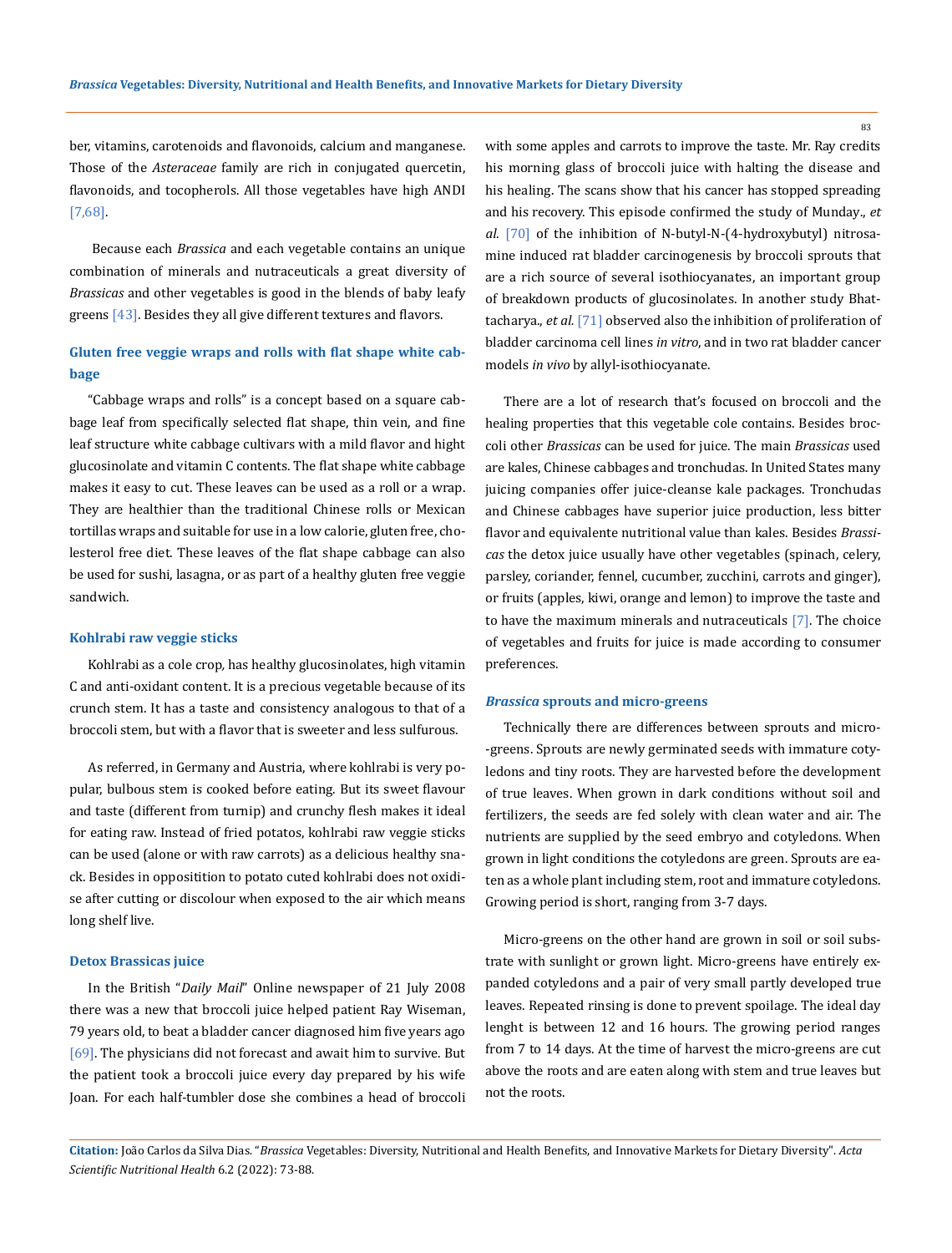ber, vitamins, carotenoids and flavonoids, calcium and manganese. Those of the *Asteraceae* family are rich in conjugated quercetin, flavonoids, and tocopherols. All those vegetables have high ANDI [7,68].

Because each *Brassica* and each vegetable contains an unique combination of minerals and nutraceuticals a great diversity of *Brassicas* and other vegetables is good in the blends of baby leafy greens [43]. Besides they all give different textures and flavors.

### Gluten free veggie wraps and rolls with flat shape white cabbage

"Cabbage wraps and rolls" is a concept based on a square cabbage leaf from specifically selected flat shape, thin vein, and fine leaf structure white cabbage cultivars with a mild flavor and hight glucosinolate and vitamin C contents. The flat shape white cabbage makes it easy to cut. These leaves can be used as a roll or a wrap. They are healthier than the traditional Chinese rolls or Mexican tortillas wraps and suitable for use in a low calorie, gluten free, cholesterol free diet. These leaves of the flat shape cabbage can also be used for sushi, lasagna, or as part of a healthy gluten free veggie sandwich.

### Kohlrabi raw veggie sticks

Kohlrabi as a cole crop, has healthy glucosinolates, high vitamin C and anti-oxidant content. It is a precious vegetable because of its crunch stem. It has a taste and consistency analogous to that of a broccoli stem, but with a flavor that is sweeter and less sulfurous.

As referred, in Germany and Austria, where kohlrabi is very popular, bulbous stem is cooked before eating. But its sweet flavour and taste (different from turnip) and crunchy flesh makes it ideal for eating raw. Instead of fried potatos, kohlrabi raw veggie sticks can be used (alone or with raw carrots) as a delicious healthy snack. Besides in opposititio to potato cuted kohlrabi does not oxidise after cutting or discolour when exposed to the air which means long shelf live.

### Detox Brassicas juice

In the British "*Daily Mail*" Online newspaper of 21 July 2008 there was a new that broccoli juice helped patient Ray Wiseman, 79 years old, to beat a bladder cancer diagnosed him five years ago [69]. The physicians did not forecast and await him to survive. But the patient took a broccoli juice every day prepared by his wife Joan. For each half-tumbler dose she combines a head of broccoli with some apples and carrots to improve the taste. Mr. Ray credits his morning glass of broccoli juice with halting the disease and his healing. The scans show that his cancer has stopped spreading and his recovery. This episode confirmed the study of Munday., *et al.* [70] of the inhibition of N-butyl-N-(4-hydroxybutyl) nitrosamine induced rat bladder carcinogenesis by broccoli sprouts that are a rich source of several isothiocyanates, an important group of breakdown products of glucosinolates. In another study Bhattacharya., *et al.* [71] observed also the inhibition of proliferation of bladder carcinoma cell lines *in vitro*, and in two rat bladder cancer models *in vivo* by allyl-isothiocyanate.

There are a lot of research that's focused on broccoli and the healing properties that this vegetable cole contains. Besides broccoli other *Brassicas* can be used for juice. The main *Brassicas* used are kales, Chinese cabbages and tronchudas. In United States many juicing companies offer juice-cleanse kale packages. Tronchudas and Chinese cabbages have superior juice production, less bitter flavor and equivalente nutritional value than kales. Besides *Brassicas* the detox juice usually have other vegetables (spinach, celery, parsley, coriander, fennel, cucumber, zucchini, carrots and ginger), or fruits (apples, kiwi, orange and lemon) to improve the taste and to have the maximum minerals and nutraceuticals [7]. The choice of vegetables and fruits for juice is made according to consumer preferences.

### *Brassica* sprouts and micro-greens

Technically there are differences between sprouts and micro-greens. Sprouts are newly germinated seeds with immature cotyledons and tiny roots. They are harvested before the development of true leaves. When grown in dark conditions without soil and fertilizers, the seeds are fed solely with clean water and air. The nutrients are supplied by the seed embryo and cotyledons. When grown in light conditions the cotyledons are green. Sprouts are eaten as a whole plant including stem, root and immature cotyledons. Growing period is short, ranging from 3-7 days.

Micro-greens on the other hand are grown in soil or soil substrate with sunlight or grown light. Micro-greens have entirely expanded cotyledons and a pair of very small partly developed true leaves. Repeated rinsing is done to prevent spoilage. The ideal day lenght is between 12 and 16 hours. The growing period ranges from 7 to 14 days. At the time of harvest the micro-greens are cut above the roots and are eaten along with stem and true leaves but not the roots.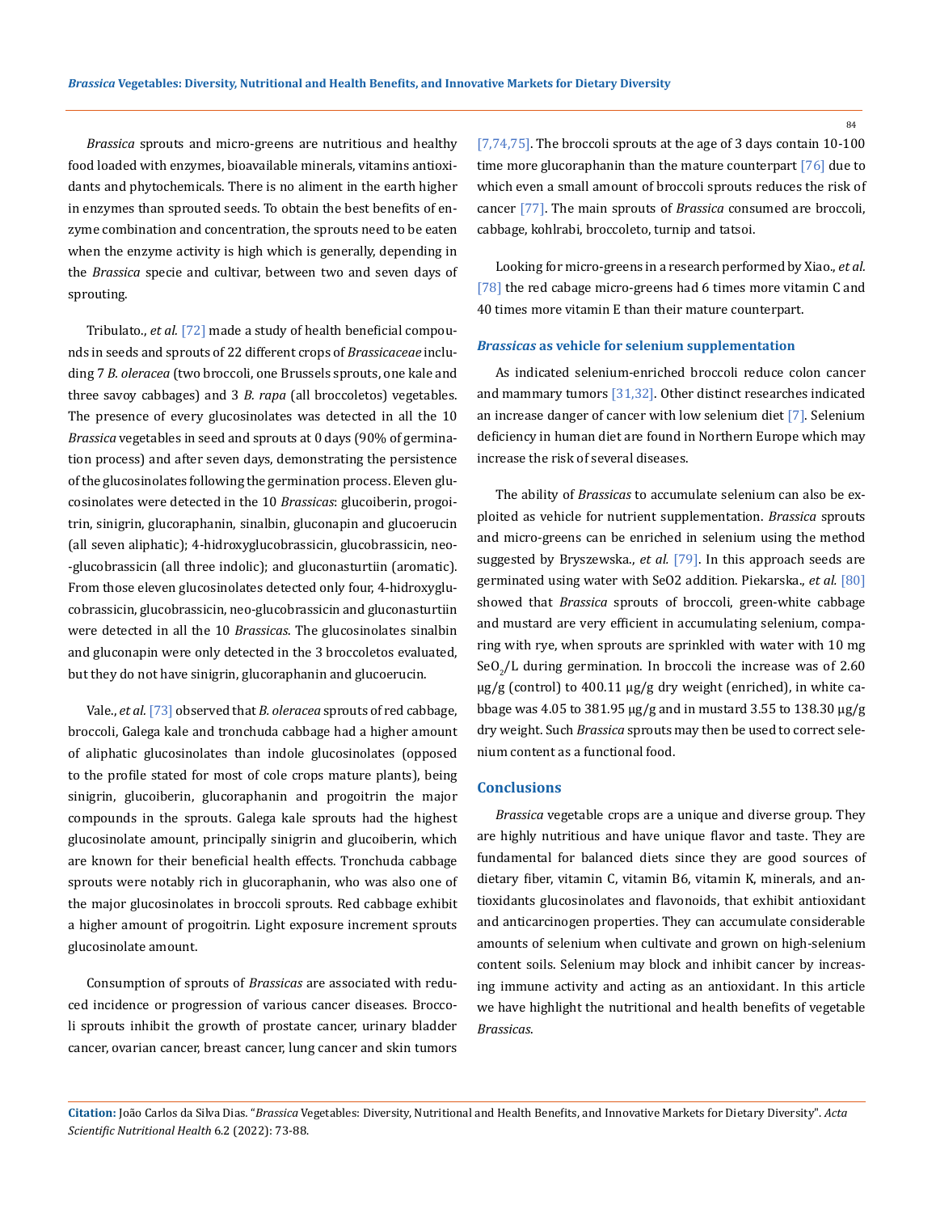*Brassica* sprouts and micro-greens are nutritious and healthy food loaded with enzymes, bioavailable minerals, vitamins antioxidants and phytochemicals. There is no aliment in the earth higher in enzymes than sprouted seeds. To obtain the best benefits of enzyme combination and concentration, the sprouts need to be eaten when the enzyme activity is high which is generally, depending in the *Brassica* specie and cultivar, between two and seven days of sprouting.

Tribulato., *et al.* [72] made a study of health beneficial compounds in seeds and sprouts of 22 different crops of *Brassicaceae* including 7 *B. oleracea* (two broccoli, one Brussels sprouts, one kale and three savoy cabbages) and 3 *B. rapa* (all broccoletos) vegetables. The presence of every glucosinolates was detected in all the 10 *Brassica* vegetables in seed and sprouts at 0 days (90% of germination process) and after seven days, demonstrating the persistence of the glucosinolates following the germination process. Eleven glucosinolates were detected in the 10 *Brassicas*: glucoiberin, progoitrin, sinigrin, glucoraphanin, sinalbin, gluconapin and glucoerucin (all seven aliphatic); 4-hidroxyglucobrassicin, glucobrassicin, neo-glucobrassicin (all three indolic); and gluconasturtiin (aromatic). From those eleven glucosinolates detected only four, 4-hidroxyglucobrassicin, glucobrassicin, neo-glucobrassicin and gluconasturtiin were detected in all the 10 *Brassicas*. The glucosinolates sinalbin and gluconapin were only detected in the 3 broccoletos evaluated, but they do not have sinigrin, glucoraphanin and glucoerucin.

Vale., *et al.* [73] observed that *B. oleracea* sprouts of red cabbage, broccoli, Galega kale and tronchuda cabbage had a higher amount of aliphatic glucosinolates than indole glucosinolates (opposed to the profile stated for most of cole crops mature plants), being sinigrin, glucoiberin, glucoraphanin and progoitrin the major compounds in the sprouts. Galega kale sprouts had the highest glucosinolate amount, principally sinigrin and glucoiberin, which are known for their beneficial health effects. Tronchuda cabbage sprouts were notably rich in glucoraphanin, who was also one of the major glucosinolates in broccoli sprouts. Red cabbage exhibit a higher amount of progoitrin. Light exposure increment sprouts glucosinolate amount.

Consumption of sprouts of *Brassicas* are associated with reduced incidence or progression of various cancer diseases. Broccoli sprouts inhibit the growth of prostate cancer, urinary bladder cancer, ovarian cancer, breast cancer, lung cancer and skin tumors [7,74,75]. The broccoli sprouts at the age of 3 days contain 10-100 time more glucoraphanin than the mature counterpart [76] due to which even a small amount of broccoli sprouts reduces the risk of cancer [77]. The main sprouts of *Brassica* consumed are broccoli, cabbage, kohlrabi, broccoleto, turnip and tatsoi.

Looking for micro-greens in a research performed by Xiao., *et al.* [78] the red cabage micro-greens had 6 times more vitamin C and 40 times more vitamin E than their mature counterpart.

### *Brassicas* as vehicle for selenium supplementation

As indicated selenium-enriched broccoli reduce colon cancer and mammary tumors [31,32]. Other distinct researches indicated an increase danger of cancer with low selenium diet [7]. Selenium deficiency in human diet are found in Northern Europe which may increase the risk of several diseases.

The ability of *Brassicas* to accumulate selenium can also be exploited as vehicle for nutrient supplementation. *Brassica* sprouts and micro-greens can be enriched in selenium using the method suggested by Bryszewska., *et al.* [79]. In this approach seeds are germinated using water with SeO2 addition. Piekarska., *et al.* [80] showed that *Brassica* sprouts of broccoli, green-white cabbage and mustard are very efficient in accumulating selenium, comparing with rye, when sprouts are sprinkled with water with 10 mg $SeO_2$/L during germination. In broccoli the increase was of 2.60 µg/g (control) to 400.11 µg/g dry weight (enriched), in white cabbage was 4.05 to 381.95 µg/g and in mustard 3.55 to 138.30 µg/g dry weight. Such *Brassica* sprouts may then be used to correct selenium content as a functional food.

## Conclusions

*Brassica* vegetable crops are a unique and diverse group. They are highly nutritious and have unique flavor and taste. They are fundamental for balanced diets since they are good sources of dietary fiber, vitamin C, vitamin B6, vitamin K, minerals, and antioxidants glucosinolates and flavonoids, that exhibit antioxidant and anticarcinogen properties. They can accumulate considerable amounts of selenium when cultivate and grown on high-selenium content soils. Selenium may block and inhibit cancer by increasing immune activity and acting as an antioxidant. In this article we have highlight the nutritional and health benefits of vegetable *Brassicas*.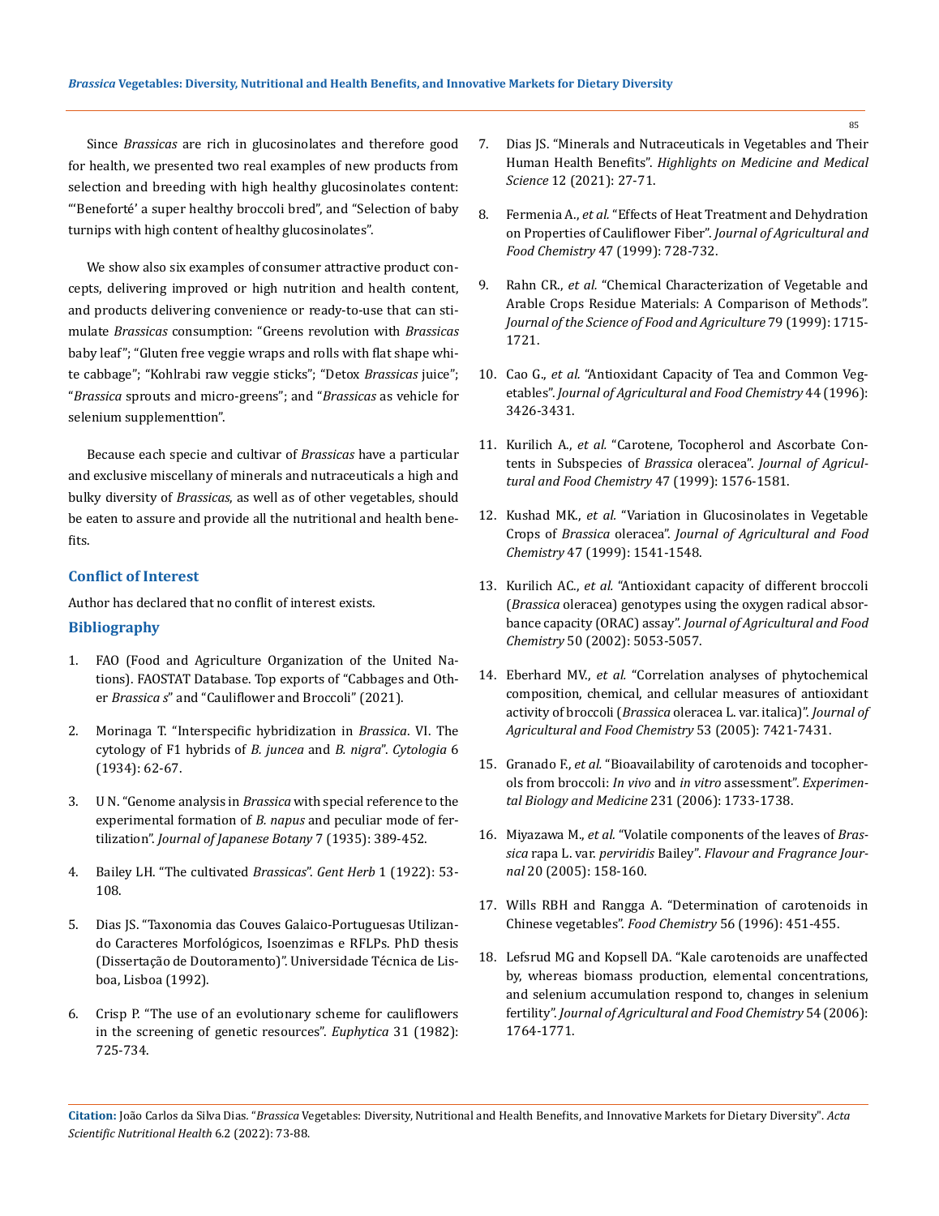Since *Brassicas* are rich in glucosinolates and therefore good for health, we presented two real examples of new products from selection and breeding with high healthy glucosinolates content: "'Beneforté' a super healthy broccoli bred", and "Selection of baby turnips with high content of healthy glucosinolates".

We show also six examples of consumer attractive product concepts, delivering improved or high nutrition and health content, and products delivering convenience or ready-to-use that can stimulate *Brassicas* consumption: "Greens revolution with *Brassicas* baby leaf"; "Gluten free veggie wraps and rolls with flat shape white cabbage"; "Kohlrabi raw veggie sticks"; "Detox *Brassicas* juice"; "*Brassica* sprouts and micro-greens"; and "*Brassicas* as vehicle for selenium supplementtion".

Because each specie and cultivar of *Brassicas* have a particular and exclusive miscellany of minerals and nutraceuticals a high and bulky diversity of *Brassicas*, as well as of other vegetables, should be eaten to assure and provide all the nutritional and health benefits.

## Conflict of Interest

Author has declared that no conflit of interest exists.

## Bibliography

1. FAO (Food and Agriculture Organization of the United Nations). FAOSTAT Database. Top exports of "Cabbages and Other *Brassica s*" and "Cauliflower and Broccoli" (2021).
2. Morinaga T. "Interspecific hybridization in *Brassica*. VI. The cytology of F1 hybrids of *B. juncea* and *B. nigra*". *Cytologia* 6 (1934): 62-67.
3. U N. "Genome analysis in *Brassica* with special reference to the experimental formation of *B. napus* and peculiar mode of fertilization". *Journal of Japanese Botany* 7 (1935): 389-452.
4. Bailey LH. "The cultivated *Brassicas*". *Gent Herb* 1 (1922): 53-108.
5. Dias JS. "Taxonomia das Couves Galaico-Portuguesas Utilizando Caracteres Morfológicos, Isoenzimas e RFLPs. PhD thesis (Dissertação de Doutoramento)". Universidade Técnica de Lisboa, Lisboa (1992).
6. Crisp P. "The use of an evolutionary scheme for cauliflowers in the screening of genetic resources". *Euphytica* 31 (1982): 725-734.
7. Dias JS. "Minerals and Nutraceuticals in Vegetables and Their Human Health Benefits". *Highlights on Medicine and Medical Science* 12 (2021): 27-71.
8. Fermenia A., *et al.* "Effects of Heat Treatment and Dehydration on Properties of Cauliflower Fiber". *Journal of Agricultural and Food Chemistry* 47 (1999): 728-732.
9. Rahn CR., *et al.* "Chemical Characterization of Vegetable and Arable Crops Residue Materials: A Comparison of Methods". *Journal of the Science of Food and Agriculture* 79 (1999): 1715-1721.
10. Cao G., *et al.* "Antioxidant Capacity of Tea and Common Vegetables". *Journal of Agricultural and Food Chemistry* 44 (1996): 3426-3431.
11. Kurilich A., *et al.* "Carotene, Tocopherol and Ascorbate Contents in Subspecies of *Brassica* oleracea". *Journal of Agricultural and Food Chemistry* 47 (1999): 1576-1581.
12. Kushad MK., *et al.* "Variation in Glucosinolates in Vegetable Crops of *Brassica* oleracea". *Journal of Agricultural and Food Chemistry* 47 (1999): 1541-1548.
13. Kurilich AC., *et al.* "Antioxidant capacity of different broccoli (*Brassica* oleracea) genotypes using the oxygen radical absorbance capacity (ORAC) assay". *Journal of Agricultural and Food Chemistry* 50 (2002): 5053-5057.
14. Eberhard MV., *et al.* "Correlation analyses of phytochemical composition, chemical, and cellular measures of antioxidant activity of broccoli (*Brassica* oleracea L. var. italica)". *Journal of Agricultural and Food Chemistry* 53 (2005): 7421-7431.
15. Granado F., *et al.* "Bioavailability of carotenoids and tocopherols from broccoli: *In vivo* and *in vitro* assessment". *Experimental Biology and Medicine* 231 (2006): 1733-1738.
16. Miyazawa M., *et al.* "Volatile components of the leaves of *Brassica* rapa L. var. *perviridis* Bailey". *Flavour and Fragrance Journal* 20 (2005): 158-160.
17. Wills RBH and Rangga A. "Determination of carotenoids in Chinese vegetables". *Food Chemistry* 56 (1996): 451-455.
18. Lefsrud MG and Kopsell DA. "Kale carotenoids are unaffected by, whereas biomass production, elemental concentrations, and selenium accumulation respond to, changes in selenium fertility". *Journal of Agricultural and Food Chemistry* 54 (2006): 1764-1771.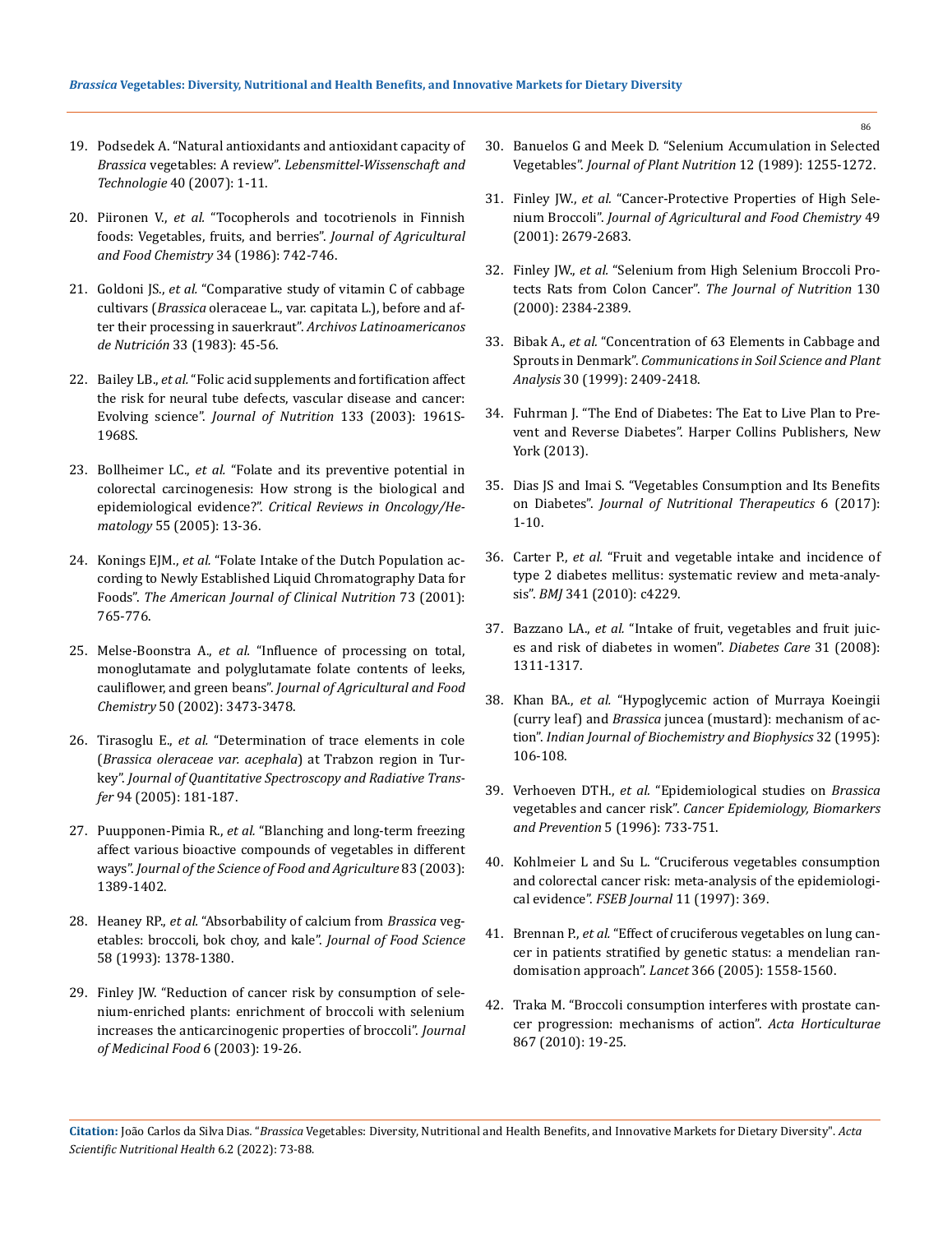19. Podsedek A. "Natural antioxidants and antioxidant capacity of *Brassica* vegetables: A review". *Lebensmittel-Wissenschaft and Technologie* 40 (2007): 1-11.
20. Piironen V., *et al.* "Tocopherols and tocotrienols in Finnish foods: Vegetables, fruits, and berries". *Journal of Agricultural and Food Chemistry* 34 (1986): 742-746.
21. Goldoni JS., *et al.* "Comparative study of vitamin C of cabbage cultivars (*Brassica* oleraceae L., var. capitata L.), before and after their processing in sauerkraut". *Archivos Latinoamericanos de Nutrición* 33 (1983): 45-56.
22. Bailey LB., *et al.* "Folic acid supplements and fortification affect the risk for neural tube defects, vascular disease and cancer: Evolving science". *Journal of Nutrition* 133 (2003): 1961S-1968S.
23. Bollheimer LC., *et al.* "Folate and its preventive potential in colorectal carcinogenesis: How strong is the biological and epidemiological evidence?". *Critical Reviews in Oncology/Hematology* 55 (2005): 13-36.
24. Konings EJM., *et al.* "Folate Intake of the Dutch Population according to Newly Established Liquid Chromatography Data for Foods". *The American Journal of Clinical Nutrition* 73 (2001): 765-776.
25. Melse-Boonstra A., *et al.* "Influence of processing on total, monoglutamate and polyglutamate folate contents of leeks, cauliflower, and green beans". *Journal of Agricultural and Food Chemistry* 50 (2002): 3473-3478.
26. Tirasoglu E., *et al.* "Determination of trace elements in cole (*Brassica oleraceae var. acephala*) at Trabzon region in Turkey". *Journal of Quantitative Spectroscopy and Radiative Transfer* 94 (2005): 181-187.
27. Puupponen-Pimia R., *et al.* "Blanching and long-term freezing affect various bioactive compounds of vegetables in different ways". *Journal of the Science of Food and Agriculture* 83 (2003): 1389-1402.
28. Heaney RP., *et al.* "Absorbability of calcium from *Brassica* vegetables: broccoli, bok choy, and kale". *Journal of Food Science* 58 (1993): 1378-1380.
29. Finley JW. "Reduction of cancer risk by consumption of selenium-enriched plants: enrichment of broccoli with selenium increases the anticarcinogenic properties of broccoli". *Journal of Medicinal Food* 6 (2003): 19-26.
30. Banuelos G and Meek D. "Selenium Accumulation in Selected Vegetables". *Journal of Plant Nutrition* 12 (1989): 1255-1272.
31. Finley JW., *et al.* "Cancer-Protective Properties of High Selenium Broccoli". *Journal of Agricultural and Food Chemistry* 49 (2001): 2679-2683.
32. Finley JW., *et al.* "Selenium from High Selenium Broccoli Protects Rats from Colon Cancer". *The Journal of Nutrition* 130 (2000): 2384-2389.
33. Bibak A., *et al.* "Concentration of 63 Elements in Cabbage and Sprouts in Denmark". *Communications in Soil Science and Plant Analysis* 30 (1999): 2409-2418.
34. Fuhrman J. "The End of Diabetes: The Eat to Live Plan to Prevent and Reverse Diabetes". Harper Collins Publishers, New York (2013).
35. Dias JS and Imai S. "Vegetables Consumption and Its Benefits on Diabetes". *Journal of Nutritional Therapeutics* 6 (2017): 1-10.
36. Carter P., *et al.* "Fruit and vegetable intake and incidence of type 2 diabetes mellitus: systematic review and meta-analysis". *BMJ* 341 (2010): c4229.
37. Bazzano LA., *et al.* "Intake of fruit, vegetables and fruit juices and risk of diabetes in women". *Diabetes Care* 31 (2008): 1311-1317.
38. Khan BA., *et al.* "Hypoglycemic action of Murraya Koeingii (curry leaf) and *Brassica* juncea (mustard): mechanism of action". *Indian Journal of Biochemistry and Biophysics* 32 (1995): 106-108.
39. Verhoeven DTH., *et al.* "Epidemiological studies on *Brassica* vegetables and cancer risk". *Cancer Epidemiology, Biomarkers and Prevention* 5 (1996): 733-751.
40. Kohlmeier L and Su L. "Cruciferous vegetables consumption and colorectal cancer risk: meta-analysis of the epidemiological evidence". *FSEB Journal* 11 (1997): 369.
41. Brennan P., *et al.* "Effect of cruciferous vegetables on lung cancer in patients stratified by genetic status: a mendelian randomisation approach". *Lancet* 366 (2005): 1558-1560.
42. Traka M. "Broccoli consumption interferes with prostate cancer progression: mechanisms of action". *Acta Horticulturae* 867 (2010): 19-25.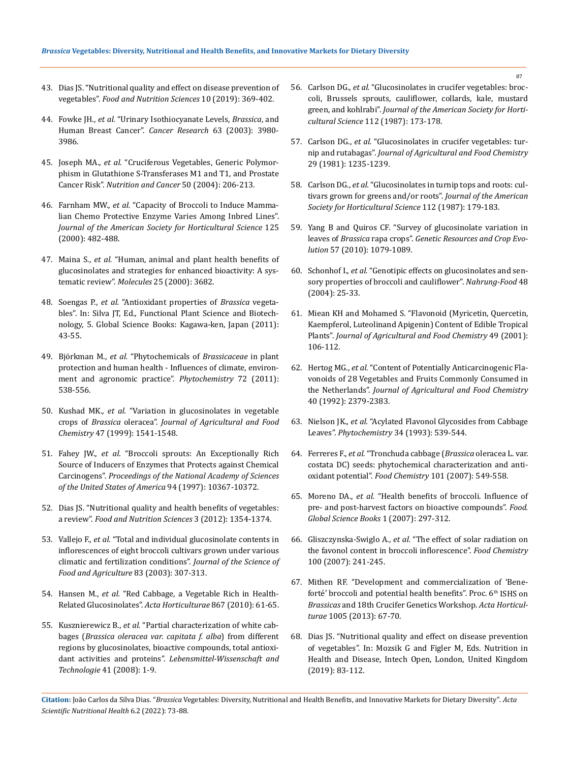43. Dias JS. "Nutritional quality and effect on disease prevention of vegetables". *Food and Nutrition Sciences* 10 (2019): 369-402.

44. Fowke JH., *et al.* "Urinary Isothiocyanate Levels, *Brassica*, and Human Breast Cancer". *Cancer Research* 63 (2003): 3980-3986.

45. Joseph MA., *et al.* "Cruciferous Vegetables, Generic Polymorphism in Glutathione S-Transferases M1 and T1, and Prostate Cancer Risk". *Nutrition and Cancer* 50 (2004): 206-213.

46. Farnham MW., *et al.* "Capacity of Broccoli to Induce Mammalian Chemo Protective Enzyme Varies Among Inbred Lines". *Journal of the American Society for Horticultural Science* 125 (2000): 482-488.

47. Maina S., *et al.* "Human, animal and plant health benefits of glucosinolates and strategies for enhanced bioactivity: A systematic review". *Molecules* 25 (2000): 3682.

48. Soengas P., *et al.* "Antioxidant properties of *Brassica* vegetables". In: Silva JT, Ed., Functional Plant Science and Biotechnology, 5. Global Science Books: Kagawa-ken, Japan (2011): 43-55.

49. Björkman M., *et al.* "Phytochemicals of *Brassicaceae* in plant protection and human health - Influences of climate, environment and agronomic practice". *Phytochemistry* 72 (2011): 538-556.

50. Kushad MK., *et al.* "Variation in glucosinolates in vegetable crops of *Brassica* oleracea". *Journal of Agricultural and Food Chemistry* 47 (1999): 1541-1548.

51. Fahey JW., *et al.* "Broccoli sprouts: An Exceptionally Rich Source of Inducers of Enzymes that Protects against Chemical Carcinogens". *Proceedings of the National Academy of Sciences of the United States of America* 94 (1997): 10367-10372.

52. Dias JS. "Nutritional quality and health benefits of vegetables: a review". *Food and Nutrition Sciences* 3 (2012): 1354-1374.

53. Vallejo F., *et al.* "Total and individual glucosinolate contents in inflorescences of eight broccoli cultivars grown under various climatic and fertilization conditions". *Journal of the Science of Food and Agriculture* 83 (2003): 307-313.

54. Hansen M., *et al.* "Red Cabbage, a Vegetable Rich in Health-Related Glucosinolates". *Acta Horticulturae* 867 (2010): 61-65.

55. Kusznierewicz B., *et al.* "Partial characterization of white cabbages (*Brassica oleracea var. capitata f. alba*) from different regions by glucosinolates, bioactive compounds, total antioxidant activities and proteins". *Lebensmittel-Wissenschaft and Technologie* 41 (2008): 1-9.

56. Carlson DG., *et al.* "Glucosinolates in crucifer vegetables: broccoli, Brussels sprouts, cauliflower, collards, kale, mustard green, and kohlrabi". *Journal of the American Society for Horticultural Science* 112 (1987): 173-178.

57. Carlson DG., *et al.* "Glucosinolates in crucifer vegetables: turnip and rutabagas". *Journal of Agricultural and Food Chemistry* 29 (1981): 1235-1239.

58. Carlson DG., *et al.* "Glucosinolates in turnip tops and roots: cultivars grown for greens and/or roots". *Journal of the American Society for Horticultural Science* 112 (1987): 179-183.

59. Yang B and Quiros CF. "Survey of glucosinolate variation in leaves of *Brassica* rapa crops". *Genetic Resources and Crop Evolution* 57 (2010): 1079-1089.

60. Schonhof I., *et al.* "Genotipic effects on glucosinolates and sensory properties of broccoli and cauliflower". *Nahrung-Food* 48 (2004): 25-33.

61. Miean KH and Mohamed S. "Flavonoid (Myricetin, Quercetin, Kaempferol, Luteolinand Apigenin) Content of Edible Tropical Plants". *Journal of Agricultural and Food Chemistry* 49 (2001): 106-112.

62. Hertog MG., *et al.* "Content of Potentially Anticarcinogenic Flavonoids of 28 Vegetables and Fruits Commonly Consumed in the Netherlands". *Journal of Agricultural and Food Chemistry* 40 (1992): 2379-2383.

63. Nielson JK., *et al.* "Acylated Flavonol Glycosides from Cabbage Leaves". *Phytochemistry* 34 (1993): 539-544.

64. Ferreres F., *et al.* "Tronchuda cabbage (*Brassica* oleracea L. var. costata DC) seeds: phytochemical characterization and antioxidant potential". *Food Chemistry* 101 (2007): 549-558.

65. Moreno DA., *et al.* "Health benefits of broccoli. Influence of pre- and post-harvest factors on bioactive compounds". *Food. Global Science Books* 1 (2007): 297-312.

66. Gliszczynska-Swiglo A., *et al.* "The effect of solar radiation on the favonol content in broccoli inflorescence". *Food Chemistry* 100 (2007): 241-245.

67. Mithen RF. "Development and commercialization of 'Beneforté' broccoli and potential health benefits". Proc. 6th ISHS on *Brassicas* and 18th Crucifer Genetics Workshop. *Acta Horticulturae* 1005 (2013): 67-70.

68. Dias JS. "Nutritional quality and effect on disease prevention of vegetables". In: Mozsik G and Figler M, Eds. Nutrition in Health and Disease, Intech Open, London, United Kingdom (2019): 83-112.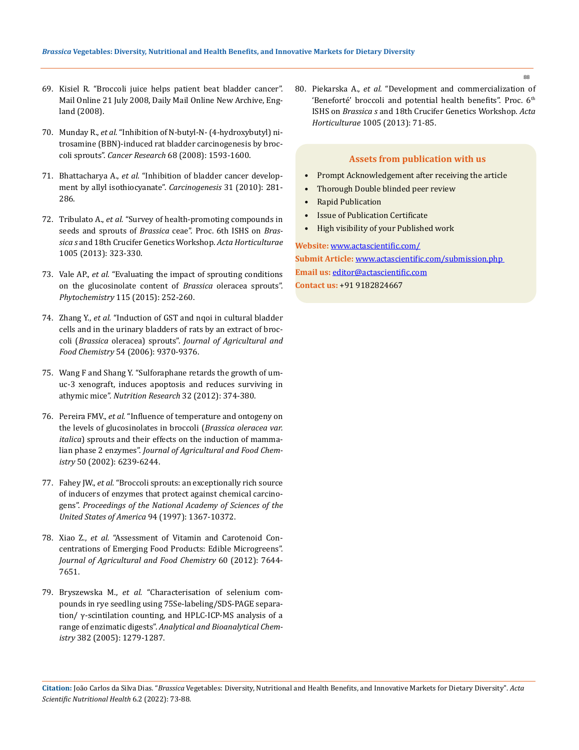69. Kisiel R. "Broccoli juice helps patient beat bladder cancer". Mail Online 21 July 2008, Daily Mail Online New Archive, England (2008).

70. Munday R., *et al.* "Inhibition of N-butyl-N- (4-hydroxybutyl) nitrosamine (BBN)-induced rat bladder carcinogenesis by broccoli sprouts". *Cancer Research* 68 (2008): 1593-1600.

71. Bhattacharya A., *et al.* "Inhibition of bladder cancer development by allyl isothiocyanate". *Carcinogenesis* 31 (2010): 281-286.

72. Tribulato A., *et al.* "Survey of health-promoting compounds in seeds and sprouts of *Brassica* ceae". Proc. 6th ISHS on *Brassica s* and 18th Crucifer Genetics Workshop. *Acta Horticulturae* 1005 (2013): 323-330.

73. Vale AP., *et al.* "Evaluating the impact of sprouting conditions on the glucosinolate content of *Brassica* oleracea sprouts". *Phytochemistry* 115 (2015): 252-260.

74. Zhang Y., *et al.* "Induction of GST and nqoi in cultural bladder cells and in the urinary bladders of rats by an extract of broccoli (*Brassica* oleracea) sprouts". *Journal of Agricultural and Food Chemistry* 54 (2006): 9370-9376.

75. Wang F and Shang Y. "Sulforaphane retards the growth of umuc-3 xenograft, induces apoptosis and reduces surviving in athymic mice". *Nutrition Research* 32 (2012): 374-380.

76. Pereira FMV., *et al.* "Influence of temperature and ontogeny on the levels of glucosinolates in broccoli (*Brassica oleracea var. italica*) sprouts and their effects on the induction of mammalian phase 2 enzymes". *Journal of Agricultural and Food Chemistry* 50 (2002): 6239-6244.

77. Fahey JW., *et al.* "Broccoli sprouts: an exceptionally rich source of inducers of enzymes that protect against chemical carcinogens". *Proceedings of the National Academy of Sciences of the United States of America* 94 (1997): 1367-10372.

78. Xiao Z., *et al.* "Assessment of Vitamin and Carotenoid Concentrations of Emerging Food Products: Edible Microgreens". *Journal of Agricultural and Food Chemistry* 60 (2012): 7644-7651.

79. Bryszewska M., *et al.* "Characterisation of selenium compounds in rye seedling using 75Se-labeling/SDS-PAGE separation/ γ-scintilation counting, and HPLC-ICP-MS analysis of a range of enzimatic digests". *Analytical and Bioanalytical Chemistry* 382 (2005): 1279-1287.

80. Piekarska A., *et al.* "Development and commercialization of 'Benefortè' broccoli and potential health benefits". Proc. 6th ISHS on *Brassica s* and 18th Crucifer Genetics Workshop. *Acta Horticulturae* 1005 (2013): 71-85.

**Assets from publication with us**

- Prompt Acknowledgement after receiving the article
- Thorough Double blinded peer review
- Rapid Publication
- Issue of Publication Certificate
- High visibility of your Published work

**Website:** www.actascientific.com/

**Submit Article:** www.actascientific.com/submission.php

**Email us:** editor@actascientific.com

**Contact us:** +91 9182824667